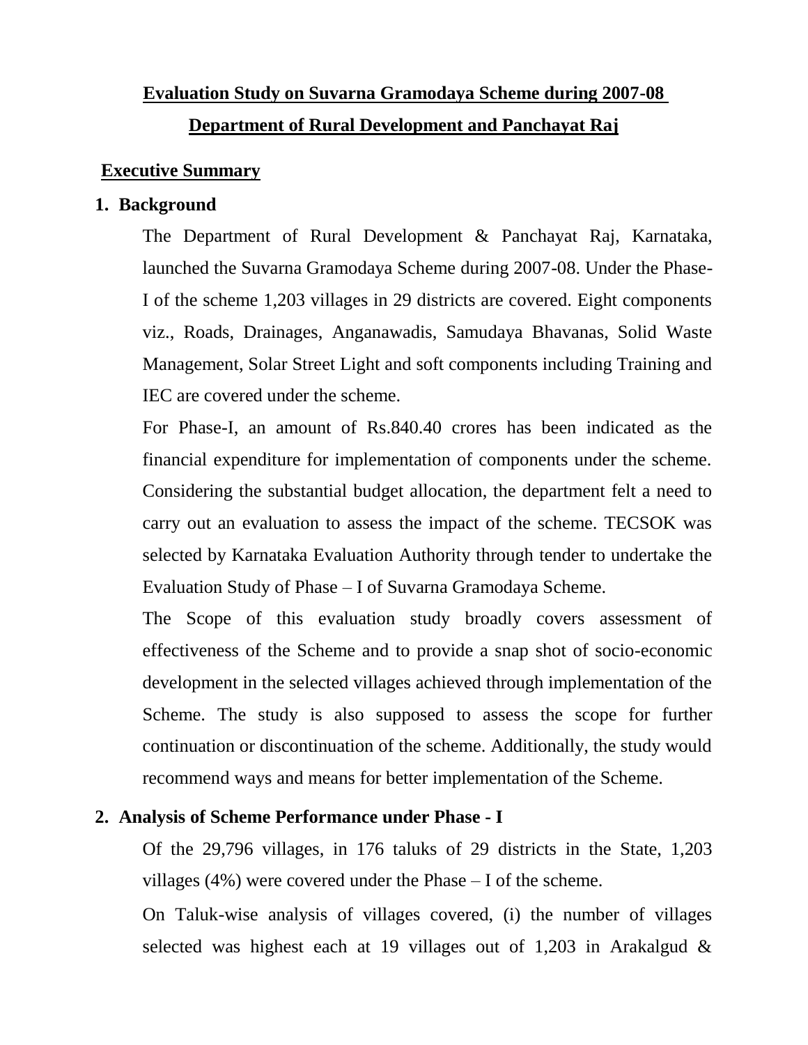# Evaluation Study on Suvarna Gramodaya Scheme during 2007-08

# Department of Rural Development and Panchayat Raj

## Executive Summary

### 1. Background

The Department of Rural Development & Panchayat Raj, Karnataka, launched the Suvarna Gramodaya Scheme during 2007-08. Under the Phase-I of the scheme 1,203 villages in 29 districts are covered. Eight components viz., Roads, Drainages, Anganawadis, Samudaya Bhavanas, Solid Waste Management, Solar Street Light and soft components including Training and IEC are covered under the scheme.

For Phase-I, an amount of Rs.840.40 crores has been indicated as the financial expenditure for implementation of components under the scheme. Considering the substantial budget allocation, the department felt a need to carry out an evaluation to assess the impact of the scheme. TECSOK was selected by Karnataka Evaluation Authority through tender to undertake the Evaluation Study of Phase – I of Suvarna Gramodaya Scheme.

The Scope of this evaluation study broadly covers assessment of effectiveness of the Scheme and to provide a snap shot of socio-economic development in the selected villages achieved through implementation of the Scheme. The study is also supposed to assess the scope for further continuation or discontinuation of the scheme. Additionally, the study would recommend ways and means for better implementation of the Scheme.

### 2. Analysis of Scheme Performance under Phase - I

Of the 29,796 villages, in 176 taluks of 29 districts in the State, 1,203 villages (4%) were covered under the Phase – I of the scheme.

On Taluk-wise analysis of villages covered, (i) the number of villages selected was highest each at 19 villages out of 1,203 in Arakalgud &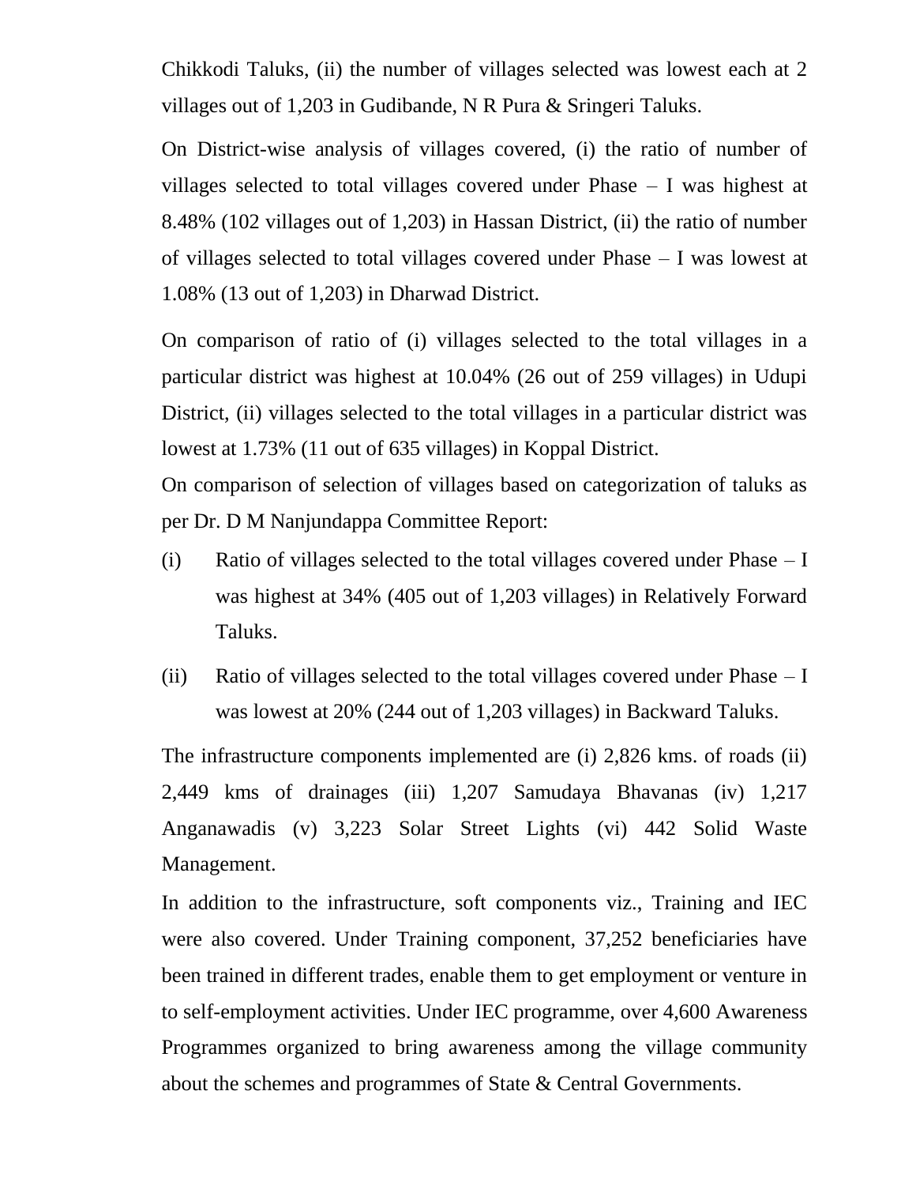Chikkodi Taluks, (ii) the number of villages selected was lowest each at 2 villages out of 1,203 in Gudibande, N R Pura & Sringeri Taluks.

On District-wise analysis of villages covered, (i) the ratio of number of villages selected to total villages covered under Phase – I was highest at 8.48% (102 villages out of 1,203) in Hassan District, (ii) the ratio of number of villages selected to total villages covered under Phase – I was lowest at 1.08% (13 out of 1,203) in Dharwad District.

On comparison of ratio of (i) villages selected to the total villages in a particular district was highest at 10.04% (26 out of 259 villages) in Udupi District, (ii) villages selected to the total villages in a particular district was lowest at 1.73% (11 out of 635 villages) in Koppal District.

On comparison of selection of villages based on categorization of taluks as per Dr. D M Nanjundappa Committee Report:

(i) Ratio of villages selected to the total villages covered under Phase – I was highest at 34% (405 out of 1,203 villages) in Relatively Forward Taluks.

(ii) Ratio of villages selected to the total villages covered under Phase – I was lowest at 20% (244 out of 1,203 villages) in Backward Taluks.

The infrastructure components implemented are (i) 2,826 kms. of roads (ii) 2,449 kms of drainages (iii) 1,207 Samudaya Bhavanas (iv) 1,217 Anganawadis (v) 3,223 Solar Street Lights (vi) 442 Solid Waste Management.

In addition to the infrastructure, soft components viz., Training and IEC were also covered. Under Training component, 37,252 beneficiaries have been trained in different trades, enable them to get employment or venture in to self-employment activities. Under IEC programme, over 4,600 Awareness Programmes organized to bring awareness among the village community about the schemes and programmes of State & Central Governments.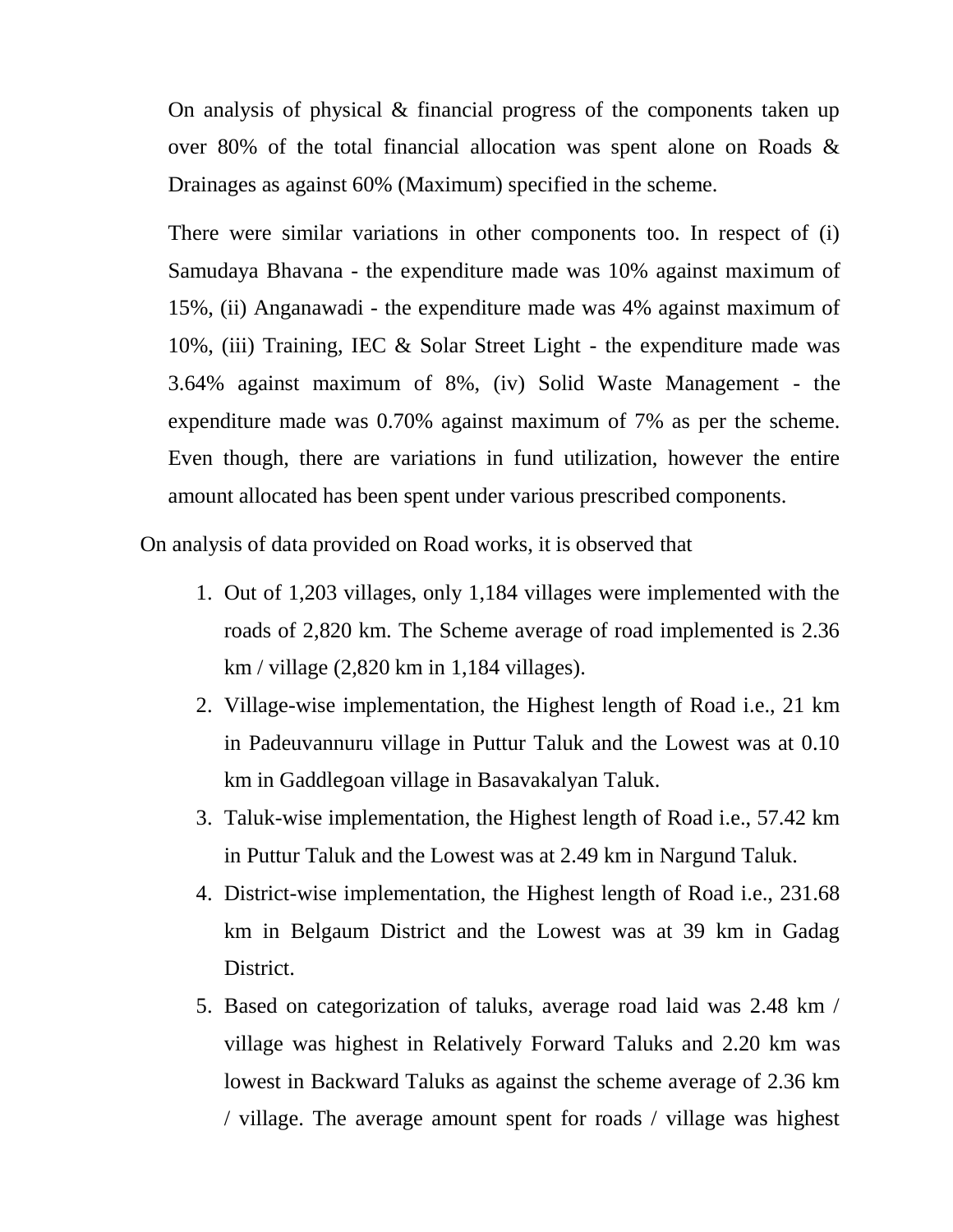On analysis of physical & financial progress of the components taken up over 80% of the total financial allocation was spent alone on Roads & Drainages as against 60% (Maximum) specified in the scheme.

There were similar variations in other components too. In respect of (i) Samudaya Bhavana - the expenditure made was 10% against maximum of 15%, (ii) Anganawadi - the expenditure made was 4% against maximum of 10%, (iii) Training, IEC & Solar Street Light - the expenditure made was 3.64% against maximum of 8%, (iv) Solid Waste Management - the expenditure made was 0.70% against maximum of 7% as per the scheme. Even though, there are variations in fund utilization, however the entire amount allocated has been spent under various prescribed components.

On analysis of data provided on Road works, it is observed that

1. Out of 1,203 villages, only 1,184 villages were implemented with the roads of 2,820 km. The Scheme average of road implemented is 2.36 km / village (2,820 km in 1,184 villages).
2. Village-wise implementation, the Highest length of Road i.e., 21 km in Padeuvannuru village in Puttur Taluk and the Lowest was at 0.10 km in Gaddlegoan village in Basavakalyan Taluk.
3. Taluk-wise implementation, the Highest length of Road i.e., 57.42 km in Puttur Taluk and the Lowest was at 2.49 km in Nargund Taluk.
4. District-wise implementation, the Highest length of Road i.e., 231.68 km in Belgaum District and the Lowest was at 39 km in Gadag District.
5. Based on categorization of taluks, average road laid was 2.48 km / village was highest in Relatively Forward Taluks and 2.20 km was lowest in Backward Taluks as against the scheme average of 2.36 km / village. The average amount spent for roads / village was highest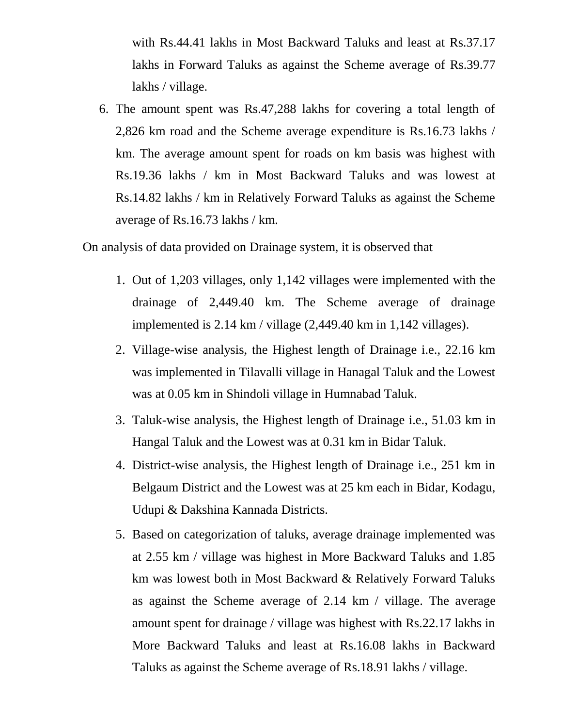with Rs.44.41 lakhs in Most Backward Taluks and least at Rs.37.17 lakhs in Forward Taluks as against the Scheme average of Rs.39.77 lakhs / village.

6. The amount spent was Rs.47,288 lakhs for covering a total length of 2,826 km road and the Scheme average expenditure is Rs.16.73 lakhs / km. The average amount spent for roads on km basis was highest with Rs.19.36 lakhs / km in Most Backward Taluks and was lowest at Rs.14.82 lakhs / km in Relatively Forward Taluks as against the Scheme average of Rs.16.73 lakhs / km.

On analysis of data provided on Drainage system, it is observed that

1. Out of 1,203 villages, only 1,142 villages were implemented with the drainage of 2,449.40 km. The Scheme average of drainage implemented is 2.14 km / village (2,449.40 km in 1,142 villages).
2. Village-wise analysis, the Highest length of Drainage i.e., 22.16 km was implemented in Tilavalli village in Hanagal Taluk and the Lowest was at 0.05 km in Shindoli village in Humnabad Taluk.
3. Taluk-wise analysis, the Highest length of Drainage i.e., 51.03 km in Hangal Taluk and the Lowest was at 0.31 km in Bidar Taluk.
4. District-wise analysis, the Highest length of Drainage i.e., 251 km in Belgaum District and the Lowest was at 25 km each in Bidar, Kodagu, Udupi & Dakshina Kannada Districts.
5. Based on categorization of taluks, average drainage implemented was at 2.55 km / village was highest in More Backward Taluks and 1.85 km was lowest both in Most Backward & Relatively Forward Taluks as against the Scheme average of 2.14 km / village. The average amount spent for drainage / village was highest with Rs.22.17 lakhs in More Backward Taluks and least at Rs.16.08 lakhs in Backward Taluks as against the Scheme average of Rs.18.91 lakhs / village.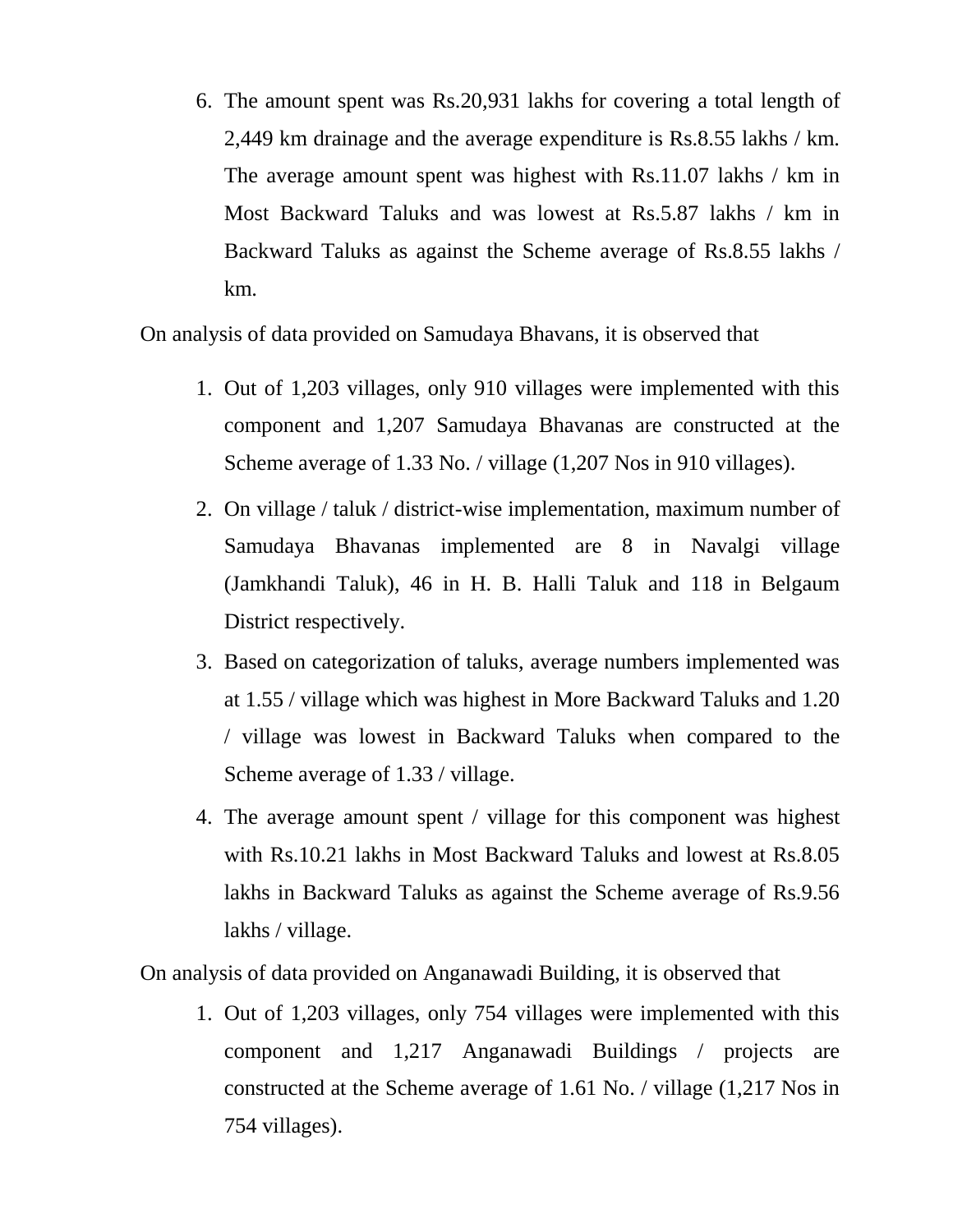6. The amount spent was Rs.20,931 lakhs for covering a total length of 2,449 km drainage and the average expenditure is Rs.8.55 lakhs / km. The average amount spent was highest with Rs.11.07 lakhs / km in Most Backward Taluks and was lowest at Rs.5.87 lakhs / km in Backward Taluks as against the Scheme average of Rs.8.55 lakhs / km.

On analysis of data provided on Samudaya Bhavans, it is observed that

1. Out of 1,203 villages, only 910 villages were implemented with this component and 1,207 Samudaya Bhavanas are constructed at the Scheme average of 1.33 No. / village (1,207 Nos in 910 villages).
2. On village / taluk / district-wise implementation, maximum number of Samudaya Bhavanas implemented are 8 in Navalgi village (Jamkhandi Taluk), 46 in H. B. Halli Taluk and 118 in Belgaum District respectively.
3. Based on categorization of taluks, average numbers implemented was at 1.55 / village which was highest in More Backward Taluks and 1.20 / village was lowest in Backward Taluks when compared to the Scheme average of 1.33 / village.
4. The average amount spent / village for this component was highest with Rs.10.21 lakhs in Most Backward Taluks and lowest at Rs.8.05 lakhs in Backward Taluks as against the Scheme average of Rs.9.56 lakhs / village.

On analysis of data provided on Anganawadi Building, it is observed that

1. Out of 1,203 villages, only 754 villages were implemented with this component and 1,217 Anganawadi Buildings / projects are constructed at the Scheme average of 1.61 No. / village (1,217 Nos in 754 villages).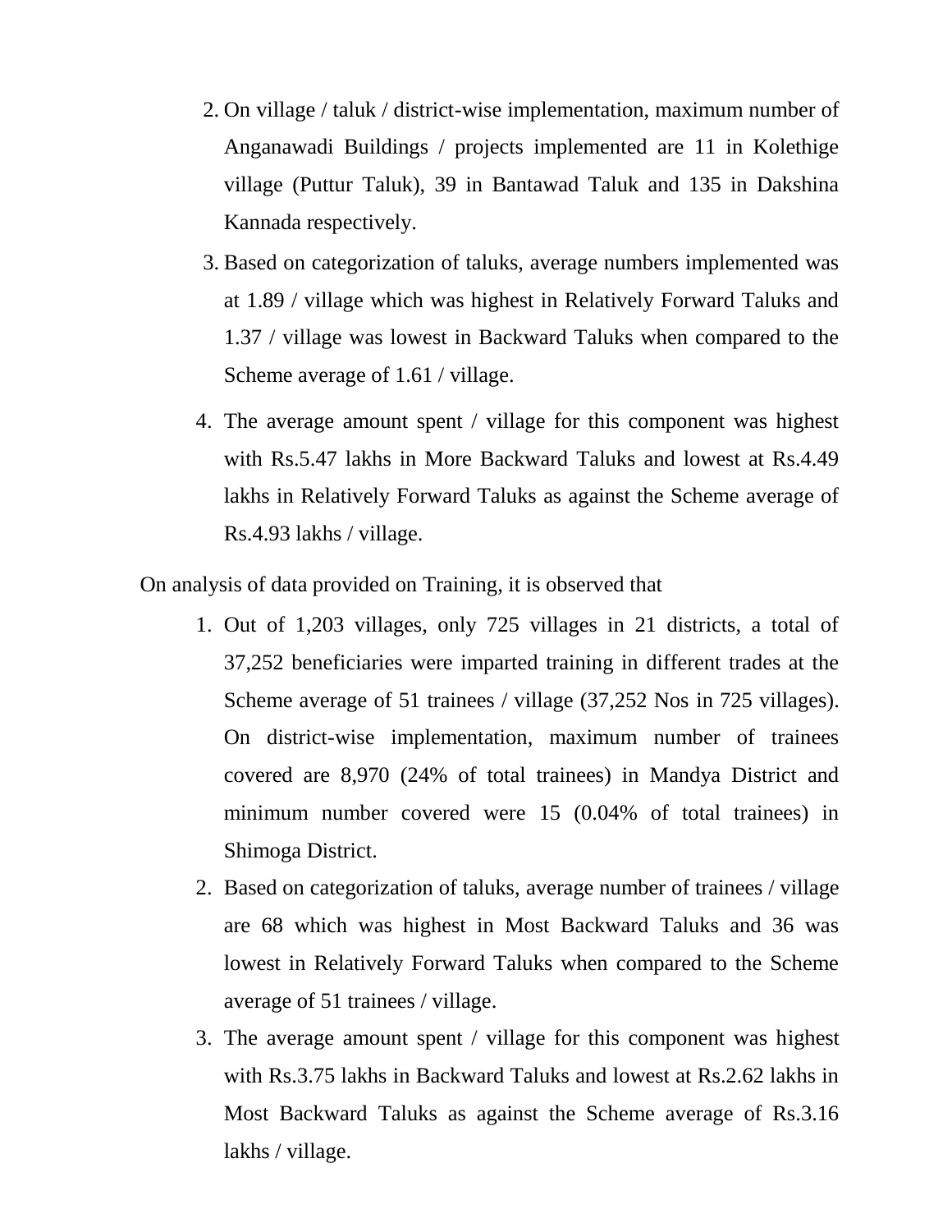2. On village / taluk / district-wise implementation, maximum number of Anganawadi Buildings / projects implemented are 11 in Kolethige village (Puttur Taluk), 39 in Bantawad Taluk and 135 in Dakshina Kannada respectively.
3. Based on categorization of taluks, average numbers implemented was at 1.89 / village which was highest in Relatively Forward Taluks and 1.37 / village was lowest in Backward Taluks when compared to the Scheme average of 1.61 / village.
4. The average amount spent / village for this component was highest with Rs.5.47 lakhs in More Backward Taluks and lowest at Rs.4.49 lakhs in Relatively Forward Taluks as against the Scheme average of Rs.4.93 lakhs / village.

On analysis of data provided on Training, it is observed that

1. Out of 1,203 villages, only 725 villages in 21 districts, a total of 37,252 beneficiaries were imparted training in different trades at the Scheme average of 51 trainees / village (37,252 Nos in 725 villages). On district-wise implementation, maximum number of trainees covered are 8,970 (24% of total trainees) in Mandya District and minimum number covered were 15 (0.04% of total trainees) in Shimoga District.
2. Based on categorization of taluks, average number of trainees / village are 68 which was highest in Most Backward Taluks and 36 was lowest in Relatively Forward Taluks when compared to the Scheme average of 51 trainees / village.
3. The average amount spent / village for this component was highest with Rs.3.75 lakhs in Backward Taluks and lowest at Rs.2.62 lakhs in Most Backward Taluks as against the Scheme average of Rs.3.16 lakhs / village.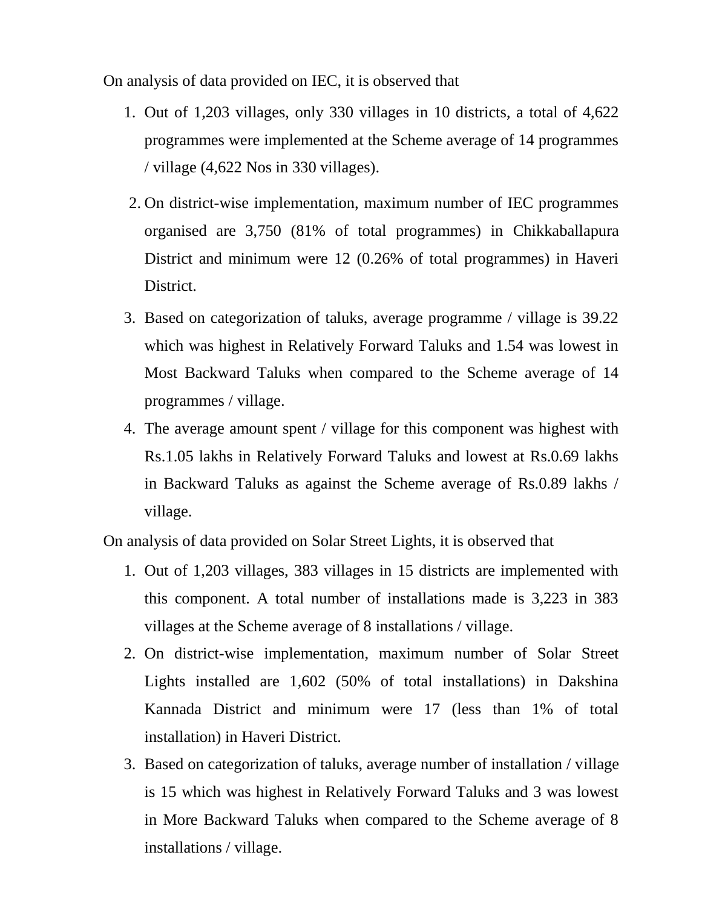On analysis of data provided on IEC, it is observed that

1. Out of 1,203 villages, only 330 villages in 10 districts, a total of 4,622 programmes were implemented at the Scheme average of 14 programmes / village (4,622 Nos in 330 villages).
2. On district-wise implementation, maximum number of IEC programmes organised are 3,750 (81% of total programmes) in Chikkaballapura District and minimum were 12 (0.26% of total programmes) in Haveri District.
3. Based on categorization of taluks, average programme / village is 39.22 which was highest in Relatively Forward Taluks and 1.54 was lowest in Most Backward Taluks when compared to the Scheme average of 14 programmes / village.
4. The average amount spent / village for this component was highest with Rs.1.05 lakhs in Relatively Forward Taluks and lowest at Rs.0.69 lakhs in Backward Taluks as against the Scheme average of Rs.0.89 lakhs / village.

On analysis of data provided on Solar Street Lights, it is observed that

1. Out of 1,203 villages, 383 villages in 15 districts are implemented with this component. A total number of installations made is 3,223 in 383 villages at the Scheme average of 8 installations / village.
2. On district-wise implementation, maximum number of Solar Street Lights installed are 1,602 (50% of total installations) in Dakshina Kannada District and minimum were 17 (less than 1% of total installation) in Haveri District.
3. Based on categorization of taluks, average number of installation / village is 15 which was highest in Relatively Forward Taluks and 3 was lowest in More Backward Taluks when compared to the Scheme average of 8 installations / village.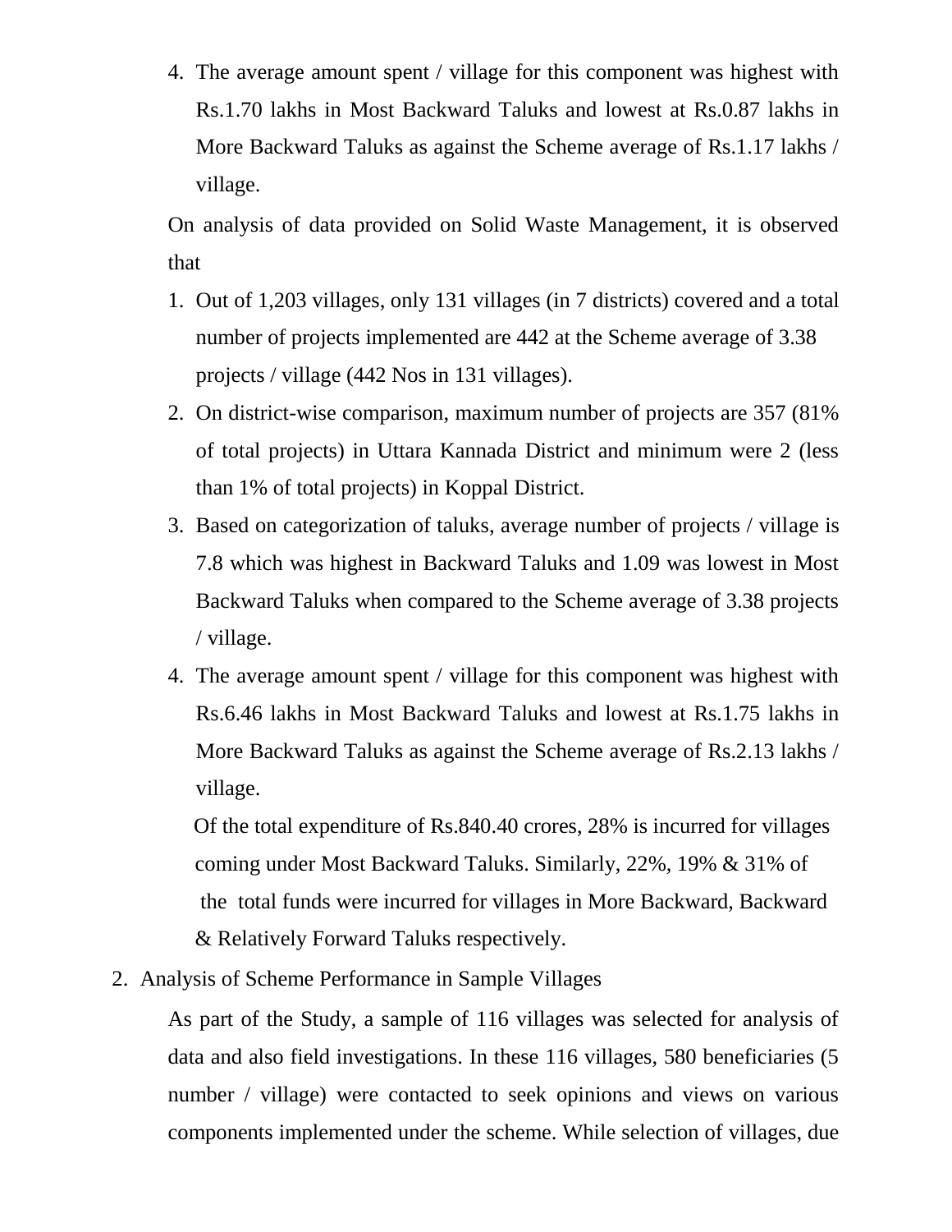4. The average amount spent / village for this component was highest with Rs.1.70 lakhs in Most Backward Taluks and lowest at Rs.0.87 lakhs in More Backward Taluks as against the Scheme average of Rs.1.17 lakhs / village.

On analysis of data provided on Solid Waste Management, it is observed that

1. Out of 1,203 villages, only 131 villages (in 7 districts) covered and a total number of projects implemented are 442 at the Scheme average of 3.38 projects / village (442 Nos in 131 villages).
2. On district-wise comparison, maximum number of projects are 357 (81% of total projects) in Uttara Kannada District and minimum were 2 (less than 1% of total projects) in Koppal District.
3. Based on categorization of taluks, average number of projects / village is 7.8 which was highest in Backward Taluks and 1.09 was lowest in Most Backward Taluks when compared to the Scheme average of 3.38 projects / village.
4. The average amount spent / village for this component was highest with Rs.6.46 lakhs in Most Backward Taluks and lowest at Rs.1.75 lakhs in More Backward Taluks as against the Scheme average of Rs.2.13 lakhs / village.

Of the total expenditure of Rs.840.40 crores, 28% is incurred for villages coming under Most Backward Taluks. Similarly, 22%, 19% & 31% of the total funds were incurred for villages in More Backward, Backward & Relatively Forward Taluks respectively.

2. Analysis of Scheme Performance in Sample Villages

As part of the Study, a sample of 116 villages was selected for analysis of data and also field investigations. In these 116 villages, 580 beneficiaries (5 number / village) were contacted to seek opinions and views on various components implemented under the scheme. While selection of villages, due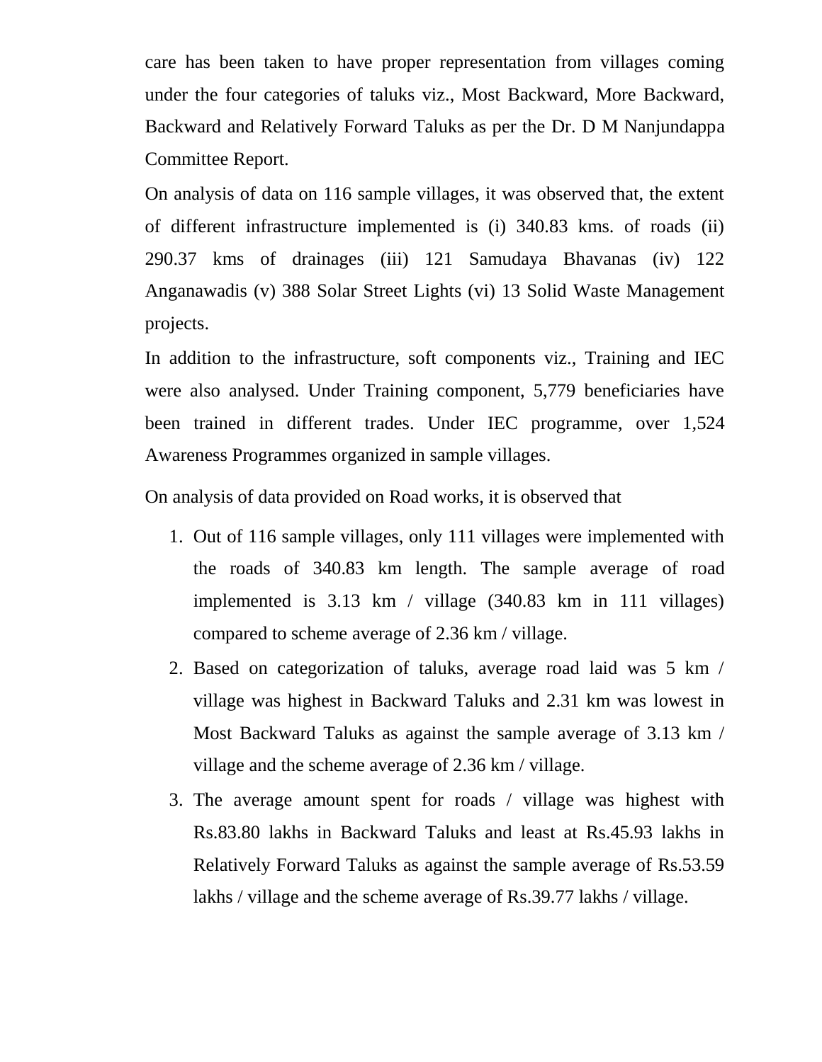care has been taken to have proper representation from villages coming under the four categories of taluks viz., Most Backward, More Backward, Backward and Relatively Forward Taluks as per the Dr. D M Nanjundappa Committee Report.

On analysis of data on 116 sample villages, it was observed that, the extent of different infrastructure implemented is (i) 340.83 kms. of roads (ii) 290.37 kms of drainages (iii) 121 Samudaya Bhavanas (iv) 122 Anganawadis (v) 388 Solar Street Lights (vi) 13 Solid Waste Management projects.

In addition to the infrastructure, soft components viz., Training and IEC were also analysed. Under Training component, 5,779 beneficiaries have been trained in different trades. Under IEC programme, over 1,524 Awareness Programmes organized in sample villages.

On analysis of data provided on Road works, it is observed that

1. Out of 116 sample villages, only 111 villages were implemented with the roads of 340.83 km length. The sample average of road implemented is 3.13 km / village (340.83 km in 111 villages) compared to scheme average of 2.36 km / village.
2. Based on categorization of taluks, average road laid was 5 km / village was highest in Backward Taluks and 2.31 km was lowest in Most Backward Taluks as against the sample average of 3.13 km / village and the scheme average of 2.36 km / village.
3. The average amount spent for roads / village was highest with Rs.83.80 lakhs in Backward Taluks and least at Rs.45.93 lakhs in Relatively Forward Taluks as against the sample average of Rs.53.59 lakhs / village and the scheme average of Rs.39.77 lakhs / village.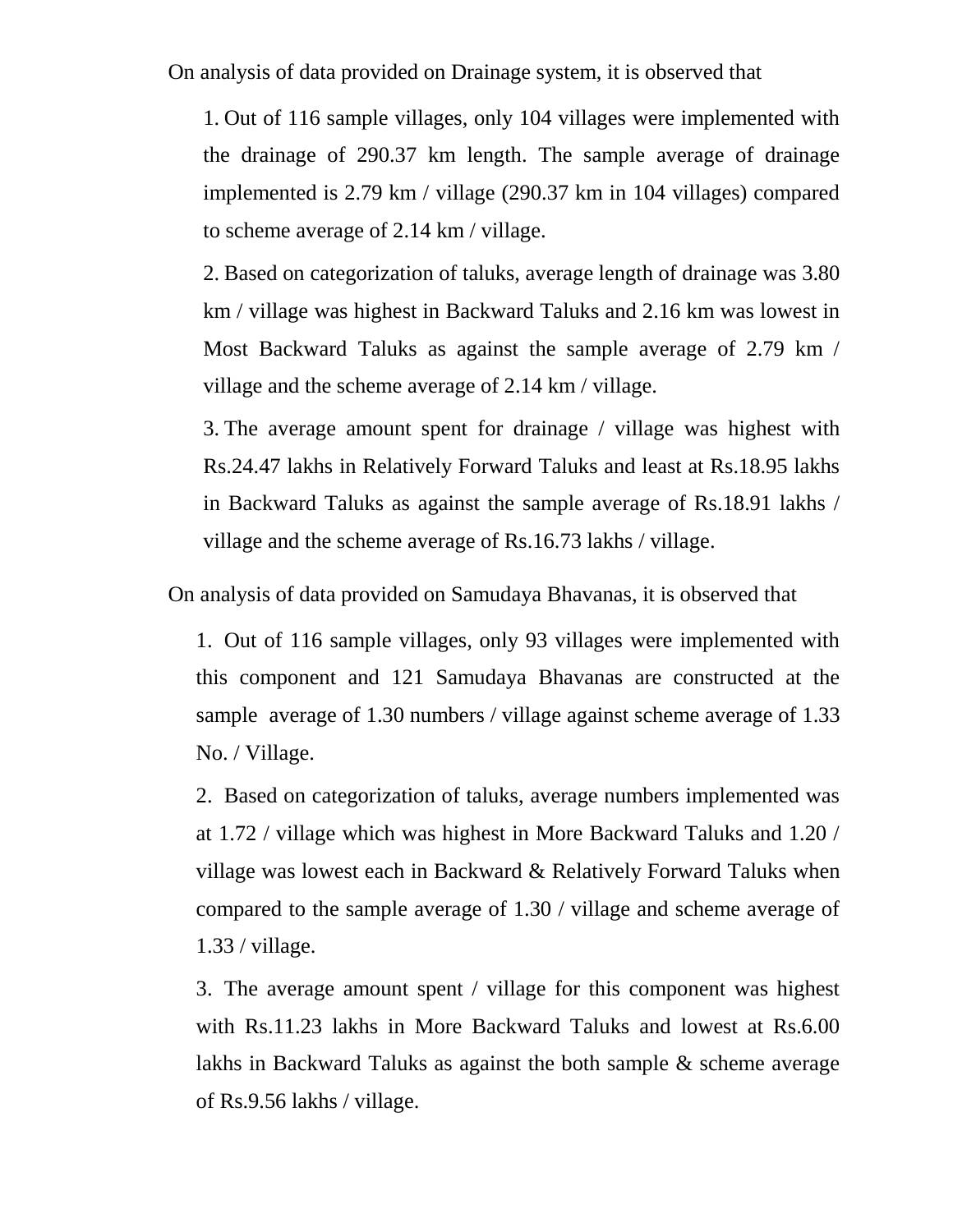On analysis of data provided on Drainage system, it is observed that

1. Out of 116 sample villages, only 104 villages were implemented with the drainage of 290.37 km length. The sample average of drainage implemented is 2.79 km / village (290.37 km in 104 villages) compared to scheme average of 2.14 km / village.

2. Based on categorization of taluks, average length of drainage was 3.80 km / village was highest in Backward Taluks and 2.16 km was lowest in Most Backward Taluks as against the sample average of 2.79 km / village and the scheme average of 2.14 km / village.

3. The average amount spent for drainage / village was highest with Rs.24.47 lakhs in Relatively Forward Taluks and least at Rs.18.95 lakhs in Backward Taluks as against the sample average of Rs.18.91 lakhs / village and the scheme average of Rs.16.73 lakhs / village.

On analysis of data provided on Samudaya Bhavanas, it is observed that

1. Out of 116 sample villages, only 93 villages were implemented with this component and 121 Samudaya Bhavanas are constructed at the sample average of 1.30 numbers / village against scheme average of 1.33 No. / Village.

2. Based on categorization of taluks, average numbers implemented was at 1.72 / village which was highest in More Backward Taluks and 1.20 / village was lowest each in Backward & Relatively Forward Taluks when compared to the sample average of 1.30 / village and scheme average of 1.33 / village.

3. The average amount spent / village for this component was highest with Rs.11.23 lakhs in More Backward Taluks and lowest at Rs.6.00 lakhs in Backward Taluks as against the both sample & scheme average of Rs.9.56 lakhs / village.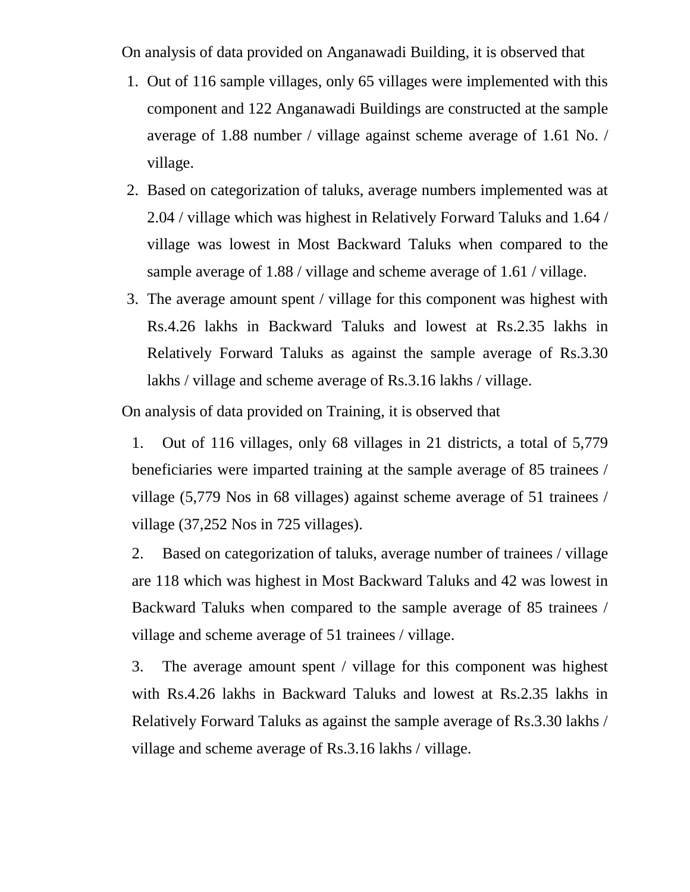On analysis of data provided on Anganawadi Building, it is observed that

1. Out of 116 sample villages, only 65 villages were implemented with this component and 122 Anganawadi Buildings are constructed at the sample average of 1.88 number / village against scheme average of 1.61 No. / village.
2. Based on categorization of taluks, average numbers implemented was at 2.04 / village which was highest in Relatively Forward Taluks and 1.64 / village was lowest in Most Backward Taluks when compared to the sample average of 1.88 / village and scheme average of 1.61 / village.
3. The average amount spent / village for this component was highest with Rs.4.26 lakhs in Backward Taluks and lowest at Rs.2.35 lakhs in Relatively Forward Taluks as against the sample average of Rs.3.30 lakhs / village and scheme average of Rs.3.16 lakhs / village.

On analysis of data provided on Training, it is observed that

1. Out of 116 villages, only 68 villages in 21 districts, a total of 5,779 beneficiaries were imparted training at the sample average of 85 trainees / village (5,779 Nos in 68 villages) against scheme average of 51 trainees / village (37,252 Nos in 725 villages).
2. Based on categorization of taluks, average number of trainees / village are 118 which was highest in Most Backward Taluks and 42 was lowest in Backward Taluks when compared to the sample average of 85 trainees / village and scheme average of 51 trainees / village.
3. The average amount spent / village for this component was highest with Rs.4.26 lakhs in Backward Taluks and lowest at Rs.2.35 lakhs in Relatively Forward Taluks as against the sample average of Rs.3.30 lakhs / village and scheme average of Rs.3.16 lakhs / village.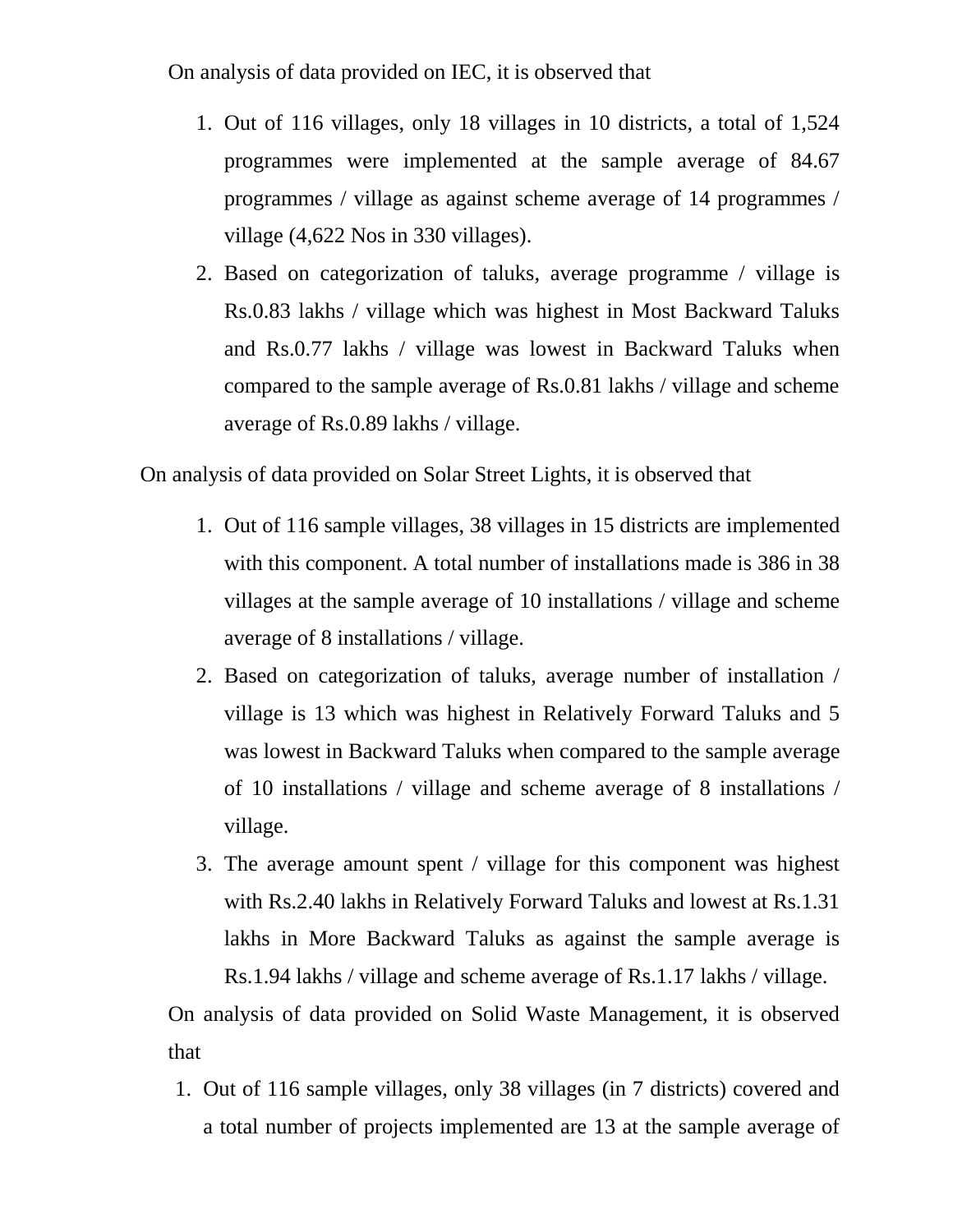On analysis of data provided on IEC, it is observed that

1. Out of 116 villages, only 18 villages in 10 districts, a total of 1,524 programmes were implemented at the sample average of 84.67 programmes / village as against scheme average of 14 programmes / village (4,622 Nos in 330 villages).
2. Based on categorization of taluks, average programme / village is Rs.0.83 lakhs / village which was highest in Most Backward Taluks and Rs.0.77 lakhs / village was lowest in Backward Taluks when compared to the sample average of Rs.0.81 lakhs / village and scheme average of Rs.0.89 lakhs / village.

On analysis of data provided on Solar Street Lights, it is observed that

1. Out of 116 sample villages, 38 villages in 15 districts are implemented with this component. A total number of installations made is 386 in 38 villages at the sample average of 10 installations / village and scheme average of 8 installations / village.
2. Based on categorization of taluks, average number of installation / village is 13 which was highest in Relatively Forward Taluks and 5 was lowest in Backward Taluks when compared to the sample average of 10 installations / village and scheme average of 8 installations / village.
3. The average amount spent / village for this component was highest with Rs.2.40 lakhs in Relatively Forward Taluks and lowest at Rs.1.31 lakhs in More Backward Taluks as against the sample average is Rs.1.94 lakhs / village and scheme average of Rs.1.17 lakhs / village.

On analysis of data provided on Solid Waste Management, it is observed that

1. Out of 116 sample villages, only 38 villages (in 7 districts) covered and a total number of projects implemented are 13 at the sample average of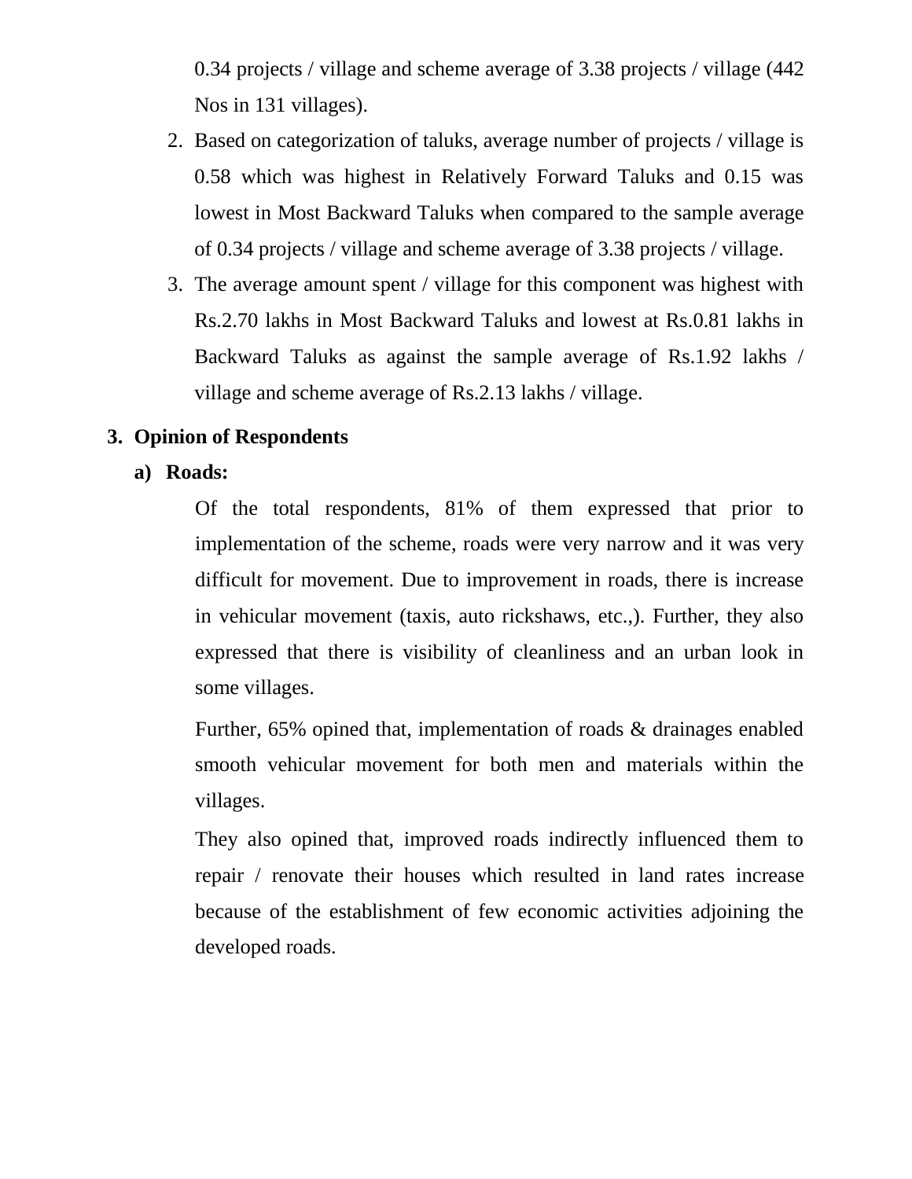0.34 projects / village and scheme average of 3.38 projects / village (442 Nos in 131 villages).

2. Based on categorization of taluks, average number of projects / village is 0.58 which was highest in Relatively Forward Taluks and 0.15 was lowest in Most Backward Taluks when compared to the sample average of 0.34 projects / village and scheme average of 3.38 projects / village.
3. The average amount spent / village for this component was highest with Rs.2.70 lakhs in Most Backward Taluks and lowest at Rs.0.81 lakhs in Backward Taluks as against the sample average of Rs.1.92 lakhs / village and scheme average of Rs.2.13 lakhs / village.

## 3. Opinion of Respondents

### a) Roads:

Of the total respondents, 81% of them expressed that prior to implementation of the scheme, roads were very narrow and it was very difficult for movement. Due to improvement in roads, there is increase in vehicular movement (taxis, auto rickshaws, etc.,). Further, they also expressed that there is visibility of cleanliness and an urban look in some villages.

Further, 65% opined that, implementation of roads & drainages enabled smooth vehicular movement for both men and materials within the villages.

They also opined that, improved roads indirectly influenced them to repair / renovate their houses which resulted in land rates increase because of the establishment of few economic activities adjoining the developed roads.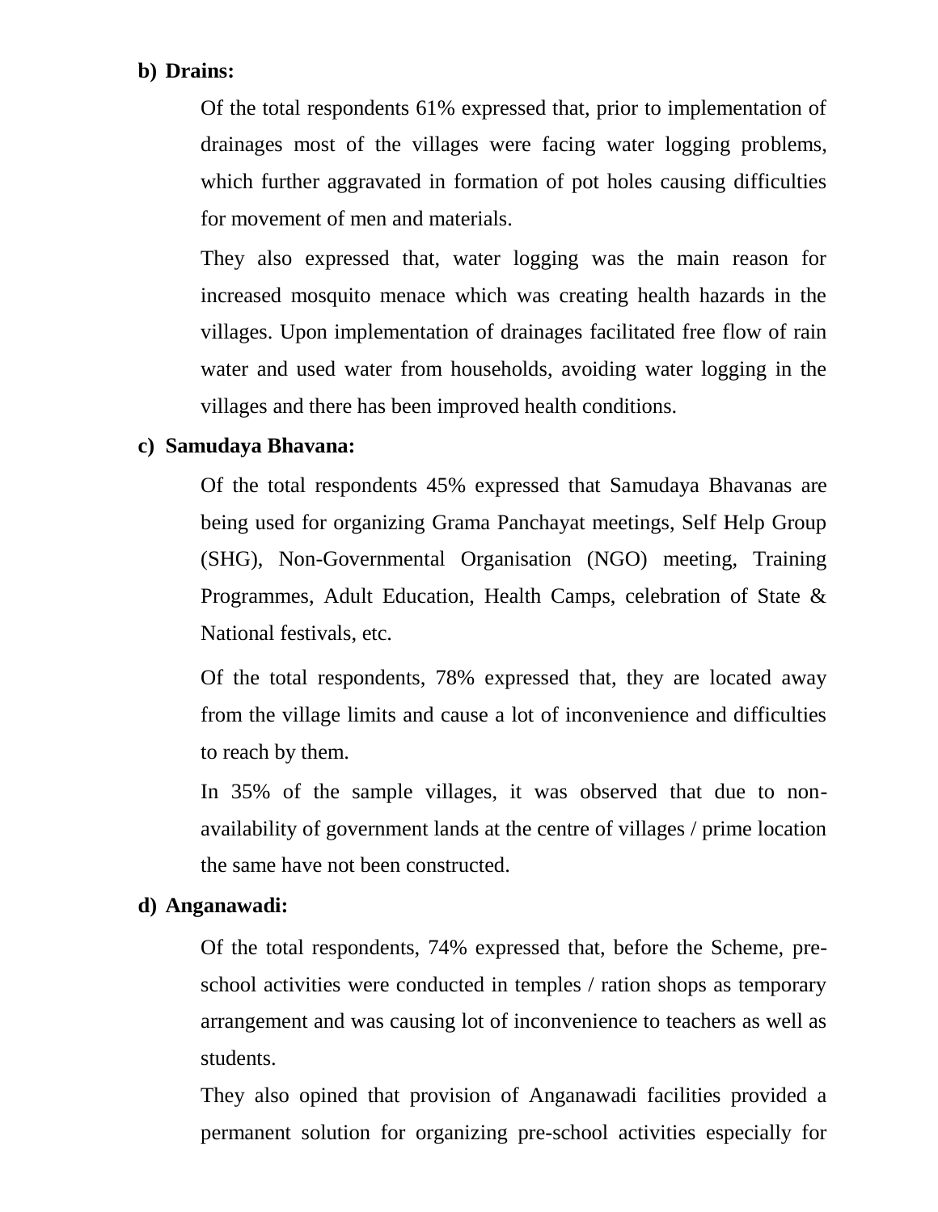**b) Drains:**

Of the total respondents 61% expressed that, prior to implementation of drainages most of the villages were facing water logging problems, which further aggravated in formation of pot holes causing difficulties for movement of men and materials.

They also expressed that, water logging was the main reason for increased mosquito menace which was creating health hazards in the villages. Upon implementation of drainages facilitated free flow of rain water and used water from households, avoiding water logging in the villages and there has been improved health conditions.

**c) Samudaya Bhavana:**

Of the total respondents 45% expressed that Samudaya Bhavanas are being used for organizing Grama Panchayat meetings, Self Help Group (SHG), Non-Governmental Organisation (NGO) meeting, Training Programmes, Adult Education, Health Camps, celebration of State & National festivals, etc.

Of the total respondents, 78% expressed that, they are located away from the village limits and cause a lot of inconvenience and difficulties to reach by them.

In 35% of the sample villages, it was observed that due to non-availability of government lands at the centre of villages / prime location the same have not been constructed.

**d) Anganawadi:**

Of the total respondents, 74% expressed that, before the Scheme, pre-school activities were conducted in temples / ration shops as temporary arrangement and was causing lot of inconvenience to teachers as well as students.

They also opined that provision of Anganawadi facilities provided a permanent solution for organizing pre-school activities especially for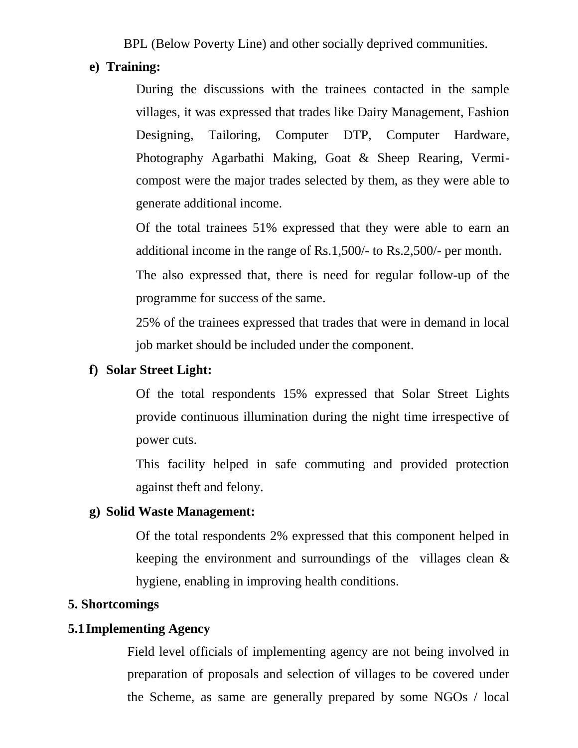BPL (Below Poverty Line) and other socially deprived communities.

**e) Training:**

During the discussions with the trainees contacted in the sample villages, it was expressed that trades like Dairy Management, Fashion Designing, Tailoring, Computer DTP, Computer Hardware, Photography Agarbathi Making, Goat & Sheep Rearing, Vermi-compost were the major trades selected by them, as they were able to generate additional income.

Of the total trainees 51% expressed that they were able to earn an additional income in the range of Rs.1,500/- to Rs.2,500/- per month.

The also expressed that, there is need for regular follow-up of the programme for success of the same.

25% of the trainees expressed that trades that were in demand in local job market should be included under the component.

**f) Solar Street Light:**

Of the total respondents 15% expressed that Solar Street Lights provide continuous illumination during the night time irrespective of power cuts.

This facility helped in safe commuting and provided protection against theft and felony.

**g) Solid Waste Management:**

Of the total respondents 2% expressed that this component helped in keeping the environment and surroundings of the villages clean & hygiene, enabling in improving health conditions.

## 5. Shortcomings

### 5.1 Implementing Agency

Field level officials of implementing agency are not being involved in preparation of proposals and selection of villages to be covered under the Scheme, as same are generally prepared by some NGOs / local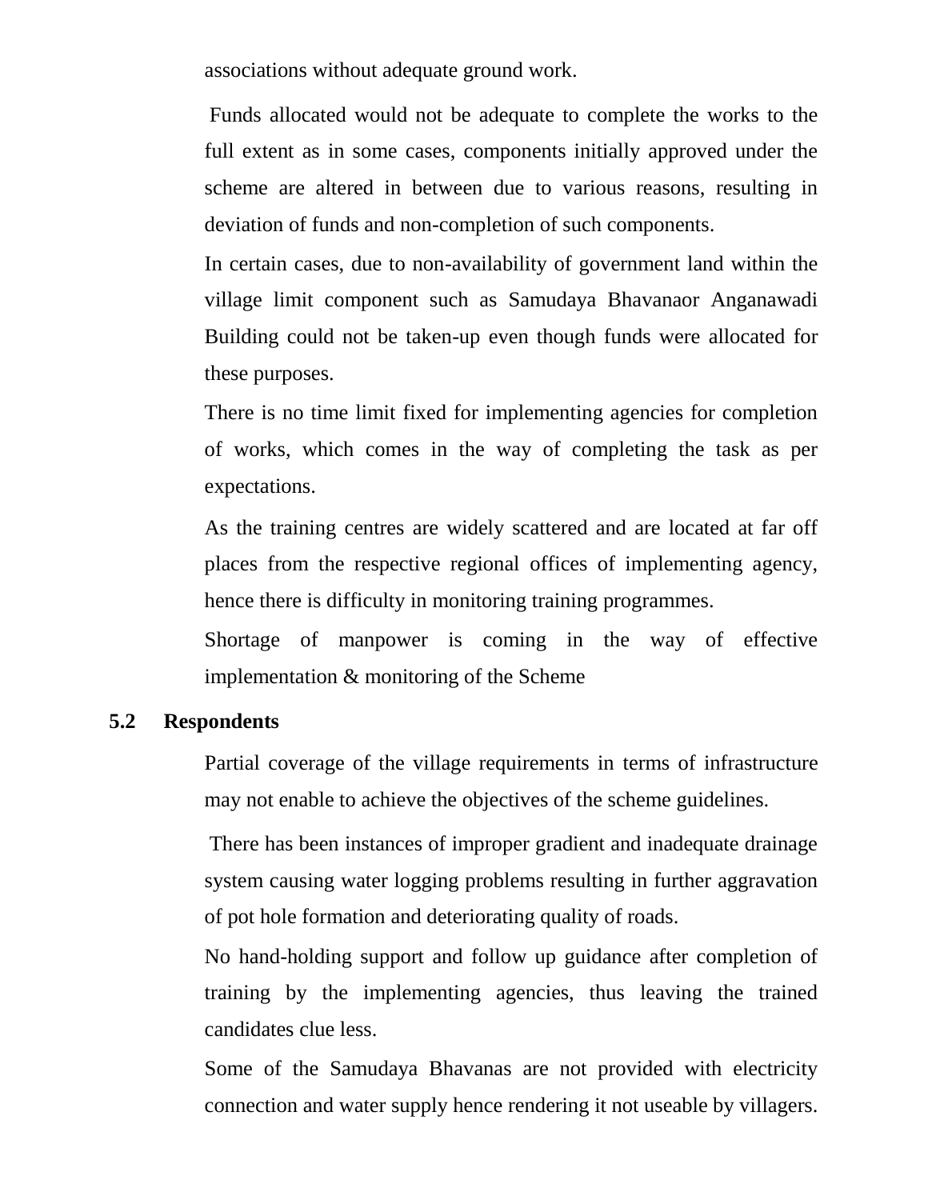associations without adequate ground work.

Funds allocated would not be adequate to complete the works to the full extent as in some cases, components initially approved under the scheme are altered in between due to various reasons, resulting in deviation of funds and non-completion of such components.

In certain cases, due to non-availability of government land within the village limit component such as Samudaya Bhavanaor Anganawadi Building could not be taken-up even though funds were allocated for these purposes.

There is no time limit fixed for implementing agencies for completion of works, which comes in the way of completing the task as per expectations.

As the training centres are widely scattered and are located at far off places from the respective regional offices of implementing agency, hence there is difficulty in monitoring training programmes.

Shortage of manpower is coming in the way of effective implementation & monitoring of the Scheme

## 5.2 Respondents

Partial coverage of the village requirements in terms of infrastructure may not enable to achieve the objectives of the scheme guidelines.

There has been instances of improper gradient and inadequate drainage system causing water logging problems resulting in further aggravation of pot hole formation and deteriorating quality of roads.

No hand-holding support and follow up guidance after completion of training by the implementing agencies, thus leaving the trained candidates clue less.

Some of the Samudaya Bhavanas are not provided with electricity connection and water supply hence rendering it not useable by villagers.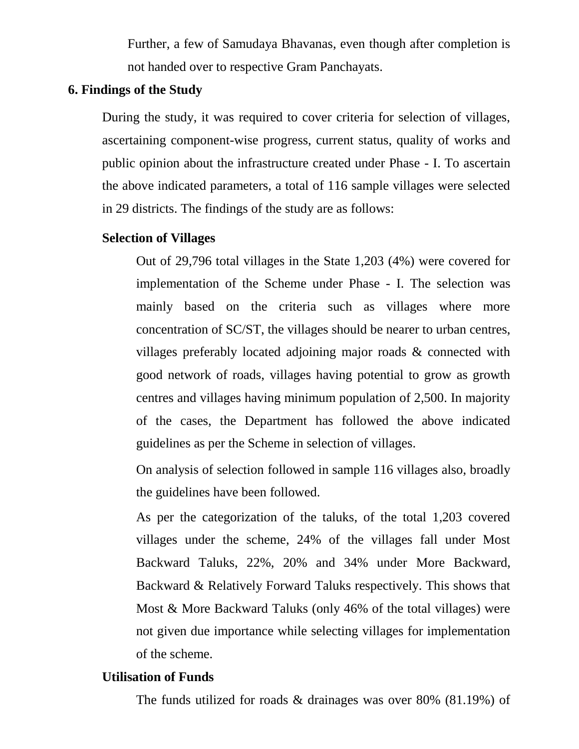Further, a few of Samudaya Bhavanas, even though after completion is not handed over to respective Gram Panchayats.

## 6. Findings of the Study

During the study, it was required to cover criteria for selection of villages, ascertaining component-wise progress, current status, quality of works and public opinion about the infrastructure created under Phase - I. To ascertain the above indicated parameters, a total of 116 sample villages were selected in 29 districts. The findings of the study are as follows:

### Selection of Villages

Out of 29,796 total villages in the State 1,203 (4%) were covered for implementation of the Scheme under Phase - I. The selection was mainly based on the criteria such as villages where more concentration of SC/ST, the villages should be nearer to urban centres, villages preferably located adjoining major roads & connected with good network of roads, villages having potential to grow as growth centres and villages having minimum population of 2,500. In majority of the cases, the Department has followed the above indicated guidelines as per the Scheme in selection of villages.

On analysis of selection followed in sample 116 villages also, broadly the guidelines have been followed.

As per the categorization of the taluks, of the total 1,203 covered villages under the scheme, 24% of the villages fall under Most Backward Taluks, 22%, 20% and 34% under More Backward, Backward & Relatively Forward Taluks respectively. This shows that Most & More Backward Taluks (only 46% of the total villages) were not given due importance while selecting villages for implementation of the scheme.

### Utilisation of Funds

The funds utilized for roads & drainages was over 80% (81.19%) of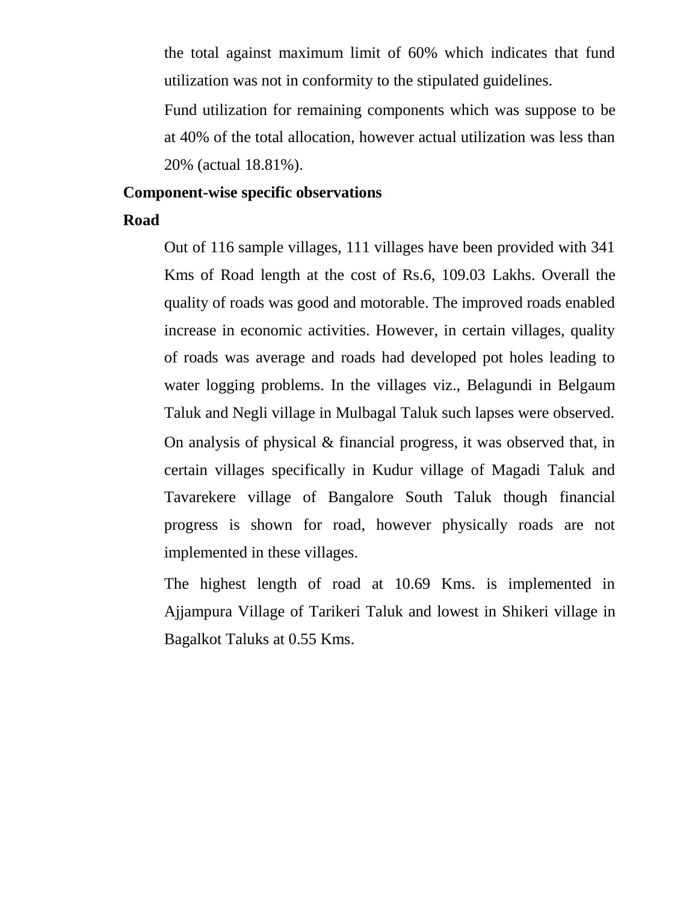the total against maximum limit of 60% which indicates that fund utilization was not in conformity to the stipulated guidelines.

Fund utilization for remaining components which was suppose to be at 40% of the total allocation, however actual utilization was less than 20% (actual 18.81%).

**Component-wise specific observations**

**Road**

Out of 116 sample villages, 111 villages have been provided with 341 Kms of Road length at the cost of Rs.6, 109.03 Lakhs. Overall the quality of roads was good and motorable. The improved roads enabled increase in economic activities. However, in certain villages, quality of roads was average and roads had developed pot holes leading to water logging problems. In the villages viz., Belagundi in Belgaum Taluk and Negli village in Mulbagal Taluk such lapses were observed.

On analysis of physical & financial progress, it was observed that, in certain villages specifically in Kudur village of Magadi Taluk and Tavarekere village of Bangalore South Taluk though financial progress is shown for road, however physically roads are not implemented in these villages.

The highest length of road at 10.69 Kms. is implemented in Ajjampura Village of Tarikeri Taluk and lowest in Shikeri village in Bagalkot Taluks at 0.55 Kms.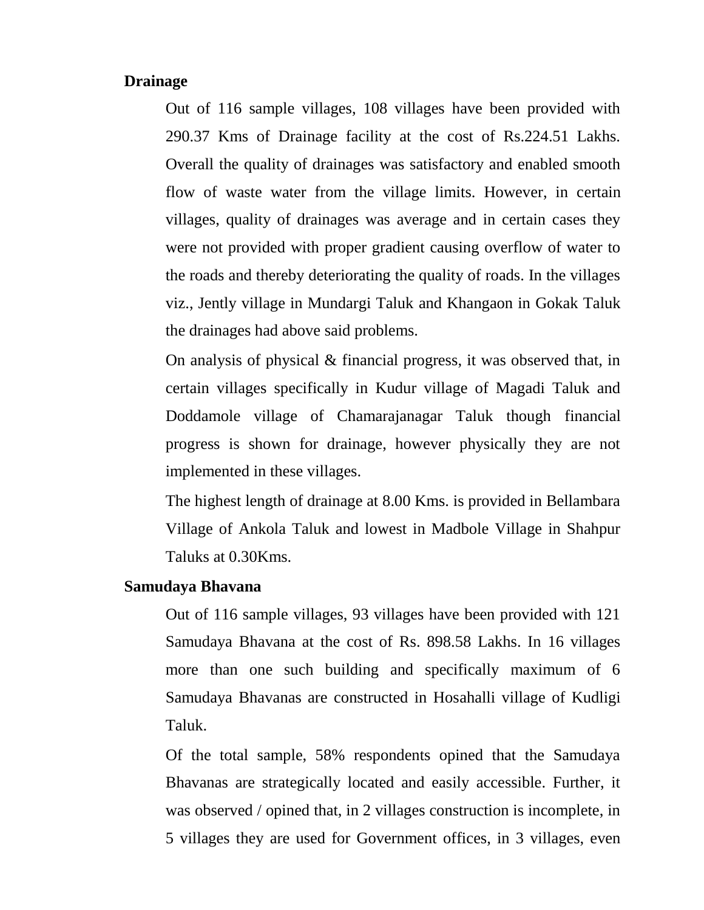**Drainage**

Out of 116 sample villages, 108 villages have been provided with 290.37 Kms of Drainage facility at the cost of Rs.224.51 Lakhs. Overall the quality of drainages was satisfactory and enabled smooth flow of waste water from the village limits. However, in certain villages, quality of drainages was average and in certain cases they were not provided with proper gradient causing overflow of water to the roads and thereby deteriorating the quality of roads. In the villages viz., Jently village in Mundargi Taluk and Khangaon in Gokak Taluk the drainages had above said problems.

On analysis of physical & financial progress, it was observed that, in certain villages specifically in Kudur village of Magadi Taluk and Doddamole village of Chamarajanagar Taluk though financial progress is shown for drainage, however physically they are not implemented in these villages.

The highest length of drainage at 8.00 Kms. is provided in Bellambara Village of Ankola Taluk and lowest in Madbole Village in Shahpur Taluks at 0.30Kms.

**Samudaya Bhavana**

Out of 116 sample villages, 93 villages have been provided with 121 Samudaya Bhavana at the cost of Rs. 898.58 Lakhs. In 16 villages more than one such building and specifically maximum of 6 Samudaya Bhavanas are constructed in Hosahalli village of Kudligi Taluk.

Of the total sample, 58% respondents opined that the Samudaya Bhavanas are strategically located and easily accessible. Further, it was observed / opined that, in 2 villages construction is incomplete, in 5 villages they are used for Government offices, in 3 villages, even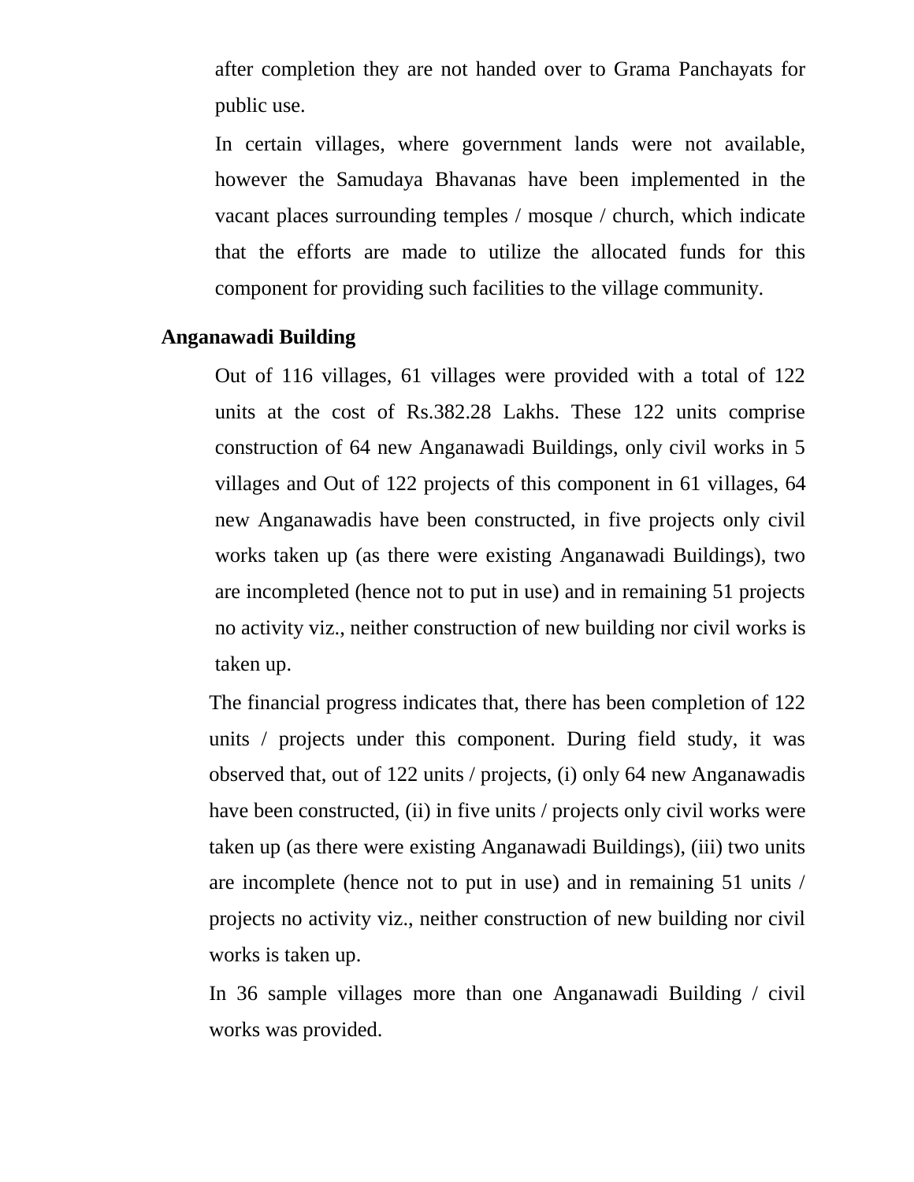after completion they are not handed over to Grama Panchayats for public use.

In certain villages, where government lands were not available, however the Samudaya Bhavanas have been implemented in the vacant places surrounding temples / mosque / church, which indicate that the efforts are made to utilize the allocated funds for this component for providing such facilities to the village community.

**Anganawadi Building**

Out of 116 villages, 61 villages were provided with a total of 122 units at the cost of Rs.382.28 Lakhs. These 122 units comprise construction of 64 new Anganawadi Buildings, only civil works in 5 villages and Out of 122 projects of this component in 61 villages, 64 new Anganawadis have been constructed, in five projects only civil works taken up (as there were existing Anganawadi Buildings), two are incompleted (hence not to put in use) and in remaining 51 projects no activity viz., neither construction of new building nor civil works is taken up.

The financial progress indicates that, there has been completion of 122 units / projects under this component. During field study, it was observed that, out of 122 units / projects, (i) only 64 new Anganawadis have been constructed, (ii) in five units / projects only civil works were taken up (as there were existing Anganawadi Buildings), (iii) two units are incomplete (hence not to put in use) and in remaining 51 units / projects no activity viz., neither construction of new building nor civil works is taken up.

In 36 sample villages more than one Anganawadi Building / civil works was provided.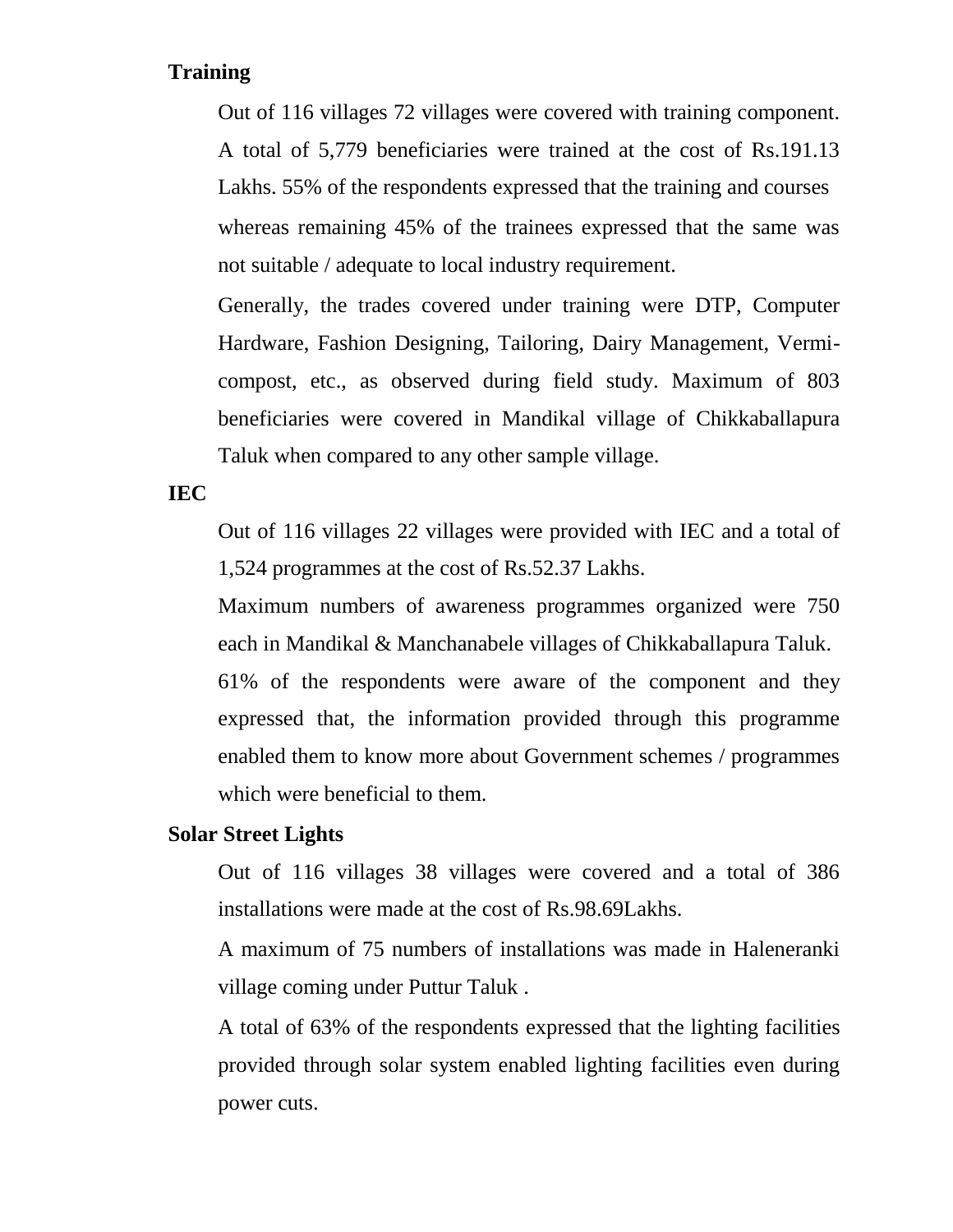**Training**

Out of 116 villages 72 villages were covered with training component. A total of 5,779 beneficiaries were trained at the cost of Rs.191.13 Lakhs. 55% of the respondents expressed that the training and courses whereas remaining 45% of the trainees expressed that the same was not suitable / adequate to local industry requirement.

Generally, the trades covered under training were DTP, Computer Hardware, Fashion Designing, Tailoring, Dairy Management, Vermi-compost, etc., as observed during field study. Maximum of 803 beneficiaries were covered in Mandikal village of Chikkaballapura Taluk when compared to any other sample village.

**IEC**

Out of 116 villages 22 villages were provided with IEC and a total of 1,524 programmes at the cost of Rs.52.37 Lakhs.

Maximum numbers of awareness programmes organized were 750 each in Mandikal & Manchanabele villages of Chikkaballapura Taluk.

61% of the respondents were aware of the component and they expressed that, the information provided through this programme enabled them to know more about Government schemes / programmes which were beneficial to them.

**Solar Street Lights**

Out of 116 villages 38 villages were covered and a total of 386 installations were made at the cost of Rs.98.69Lakhs.

A maximum of 75 numbers of installations was made in Haleneranki village coming under Puttur Taluk .

A total of 63% of the respondents expressed that the lighting facilities provided through solar system enabled lighting facilities even during power cuts.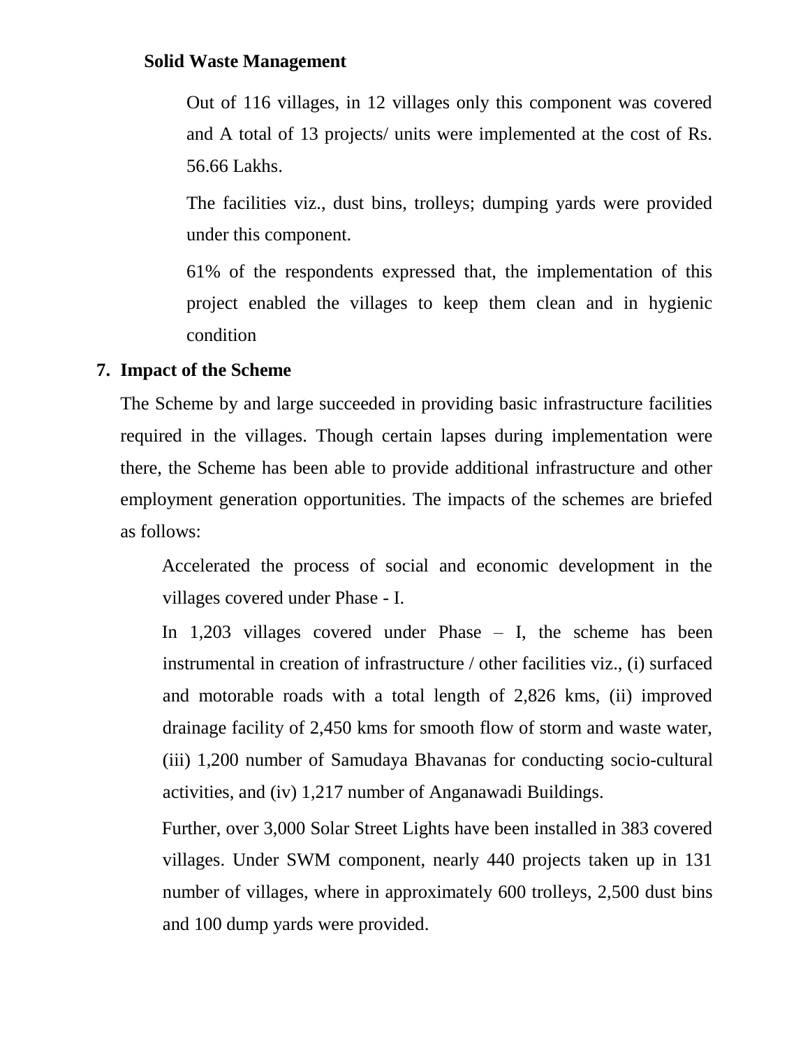**Solid Waste Management**

Out of 116 villages, in 12 villages only this component was covered and A total of 13 projects/ units were implemented at the cost of Rs. 56.66 Lakhs.

The facilities viz., dust bins, trolleys; dumping yards were provided under this component.

61% of the respondents expressed that, the implementation of this project enabled the villages to keep them clean and in hygienic condition

## 7. Impact of the Scheme

The Scheme by and large succeeded in providing basic infrastructure facilities required in the villages. Though certain lapses during implementation were there, the Scheme has been able to provide additional infrastructure and other employment generation opportunities. The impacts of the schemes are briefed as follows:

Accelerated the process of social and economic development in the villages covered under Phase - I.

In 1,203 villages covered under Phase – I, the scheme has been instrumental in creation of infrastructure / other facilities viz., (i) surfaced and motorable roads with a total length of 2,826 kms, (ii) improved drainage facility of 2,450 kms for smooth flow of storm and waste water, (iii) 1,200 number of Samudaya Bhavanas for conducting socio-cultural activities, and (iv) 1,217 number of Anganawadi Buildings.

Further, over 3,000 Solar Street Lights have been installed in 383 covered villages. Under SWM component, nearly 440 projects taken up in 131 number of villages, where in approximately 600 trolleys, 2,500 dust bins and 100 dump yards were provided.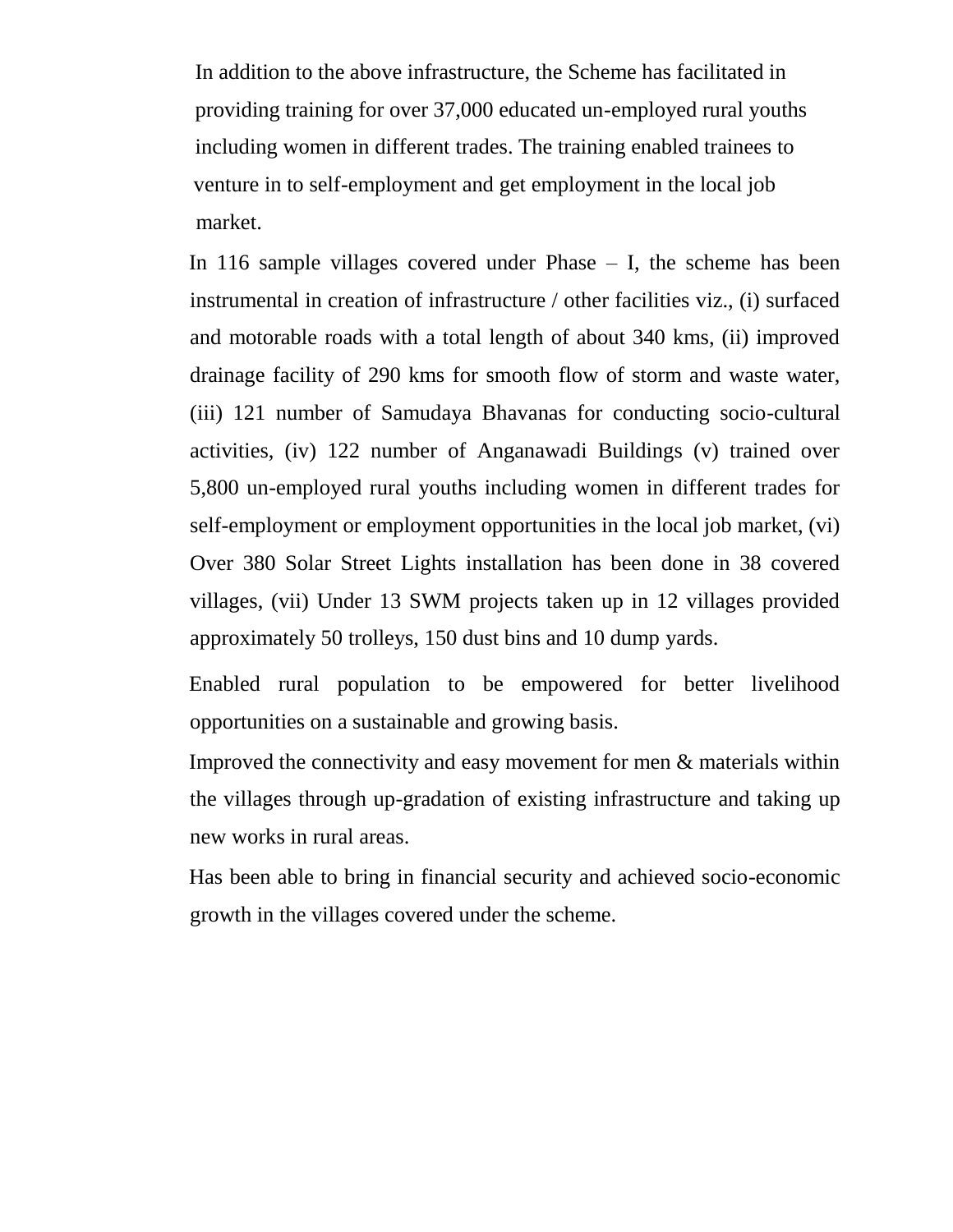In addition to the above infrastructure, the Scheme has facilitated in providing training for over 37,000 educated un-employed rural youths including women in different trades. The training enabled trainees to venture in to self-employment and get employment in the local job market.

In 116 sample villages covered under Phase – I, the scheme has been instrumental in creation of infrastructure / other facilities viz., (i) surfaced and motorable roads with a total length of about 340 kms, (ii) improved drainage facility of 290 kms for smooth flow of storm and waste water, (iii) 121 number of Samudaya Bhavanas for conducting socio-cultural activities, (iv) 122 number of Anganawadi Buildings (v) trained over 5,800 un-employed rural youths including women in different trades for self-employment or employment opportunities in the local job market, (vi) Over 380 Solar Street Lights installation has been done in 38 covered villages, (vii) Under 13 SWM projects taken up in 12 villages provided approximately 50 trolleys, 150 dust bins and 10 dump yards.

Enabled rural population to be empowered for better livelihood opportunities on a sustainable and growing basis.

Improved the connectivity and easy movement for men & materials within the villages through up-gradation of existing infrastructure and taking up new works in rural areas.

Has been able to bring in financial security and achieved socio-economic growth in the villages covered under the scheme.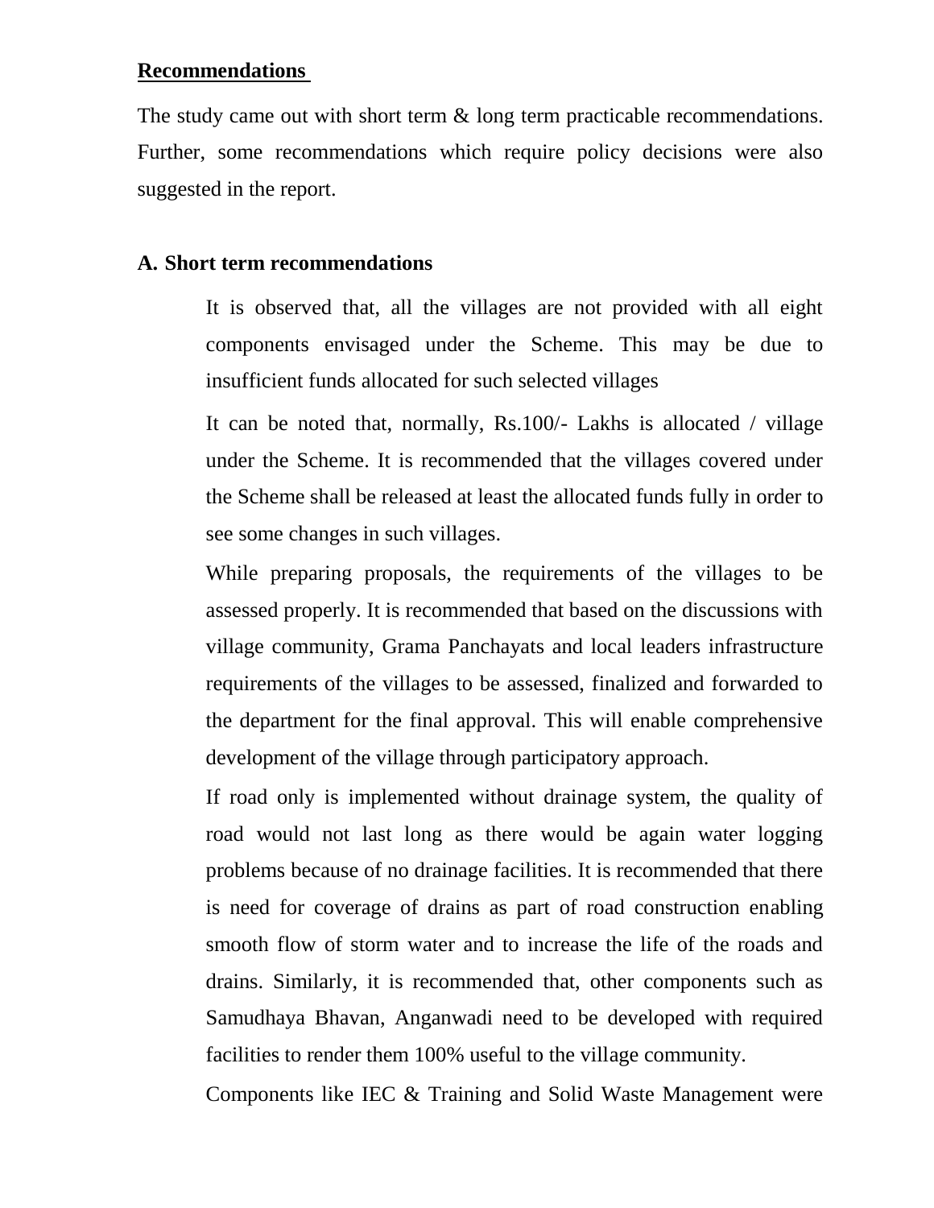**Recommendations**

The study came out with short term & long term practicable recommendations. Further, some recommendations which require policy decisions were also suggested in the report.

**A. Short term recommendations**

It is observed that, all the villages are not provided with all eight components envisaged under the Scheme. This may be due to insufficient funds allocated for such selected villages

It can be noted that, normally, Rs.100/- Lakhs is allocated / village under the Scheme. It is recommended that the villages covered under the Scheme shall be released at least the allocated funds fully in order to see some changes in such villages.

While preparing proposals, the requirements of the villages to be assessed properly. It is recommended that based on the discussions with village community, Grama Panchayats and local leaders infrastructure requirements of the villages to be assessed, finalized and forwarded to the department for the final approval. This will enable comprehensive development of the village through participatory approach.

If road only is implemented without drainage system, the quality of road would not last long as there would be again water logging problems because of no drainage facilities. It is recommended that there is need for coverage of drains as part of road construction enabling smooth flow of storm water and to increase the life of the roads and drains. Similarly, it is recommended that, other components such as Samudhaya Bhavan, Anganwadi need to be developed with required facilities to render them 100% useful to the village community.

Components like IEC & Training and Solid Waste Management were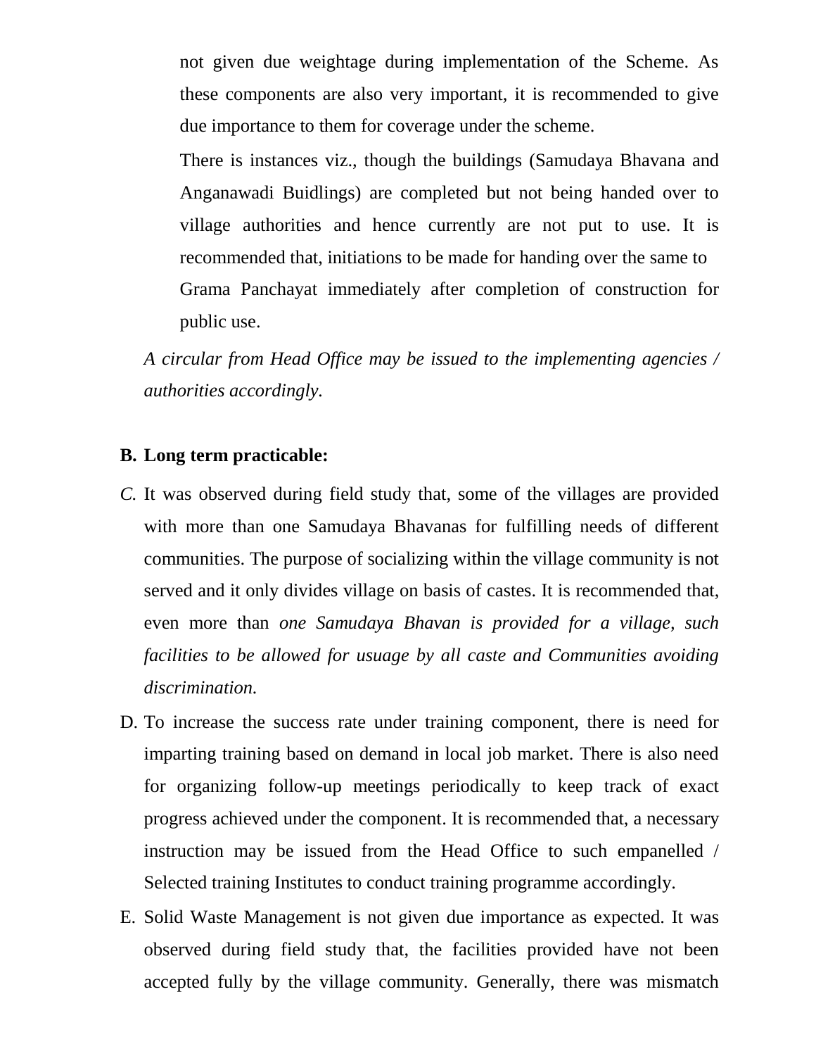not given due weightage during implementation of the Scheme. As these components are also very important, it is recommended to give due importance to them for coverage under the scheme.

There is instances viz., though the buildings (Samudaya Bhavana and Anganawadi Buidlings) are completed but not being handed over to village authorities and hence currently are not put to use. It is recommended that, initiations to be made for handing over the same to Grama Panchayat immediately after completion of construction for public use.

*A circular from Head Office may be issued to the implementing agencies / authorities accordingly.*

**B. Long term practicable:**

*C.* It was observed during field study that, some of the villages are provided with more than one Samudaya Bhavanas for fulfilling needs of different communities. The purpose of socializing within the village community is not served and it only divides village on basis of castes. It is recommended that, even more than *one Samudaya Bhavan is provided for a village, such facilities to be allowed for usuage by all caste and Communities avoiding discrimination.*

D. To increase the success rate under training component, there is need for imparting training based on demand in local job market. There is also need for organizing follow-up meetings periodically to keep track of exact progress achieved under the component. It is recommended that, a necessary instruction may be issued from the Head Office to such empanelled / Selected training Institutes to conduct training programme accordingly.

E. Solid Waste Management is not given due importance as expected. It was observed during field study that, the facilities provided have not been accepted fully by the village community. Generally, there was mismatch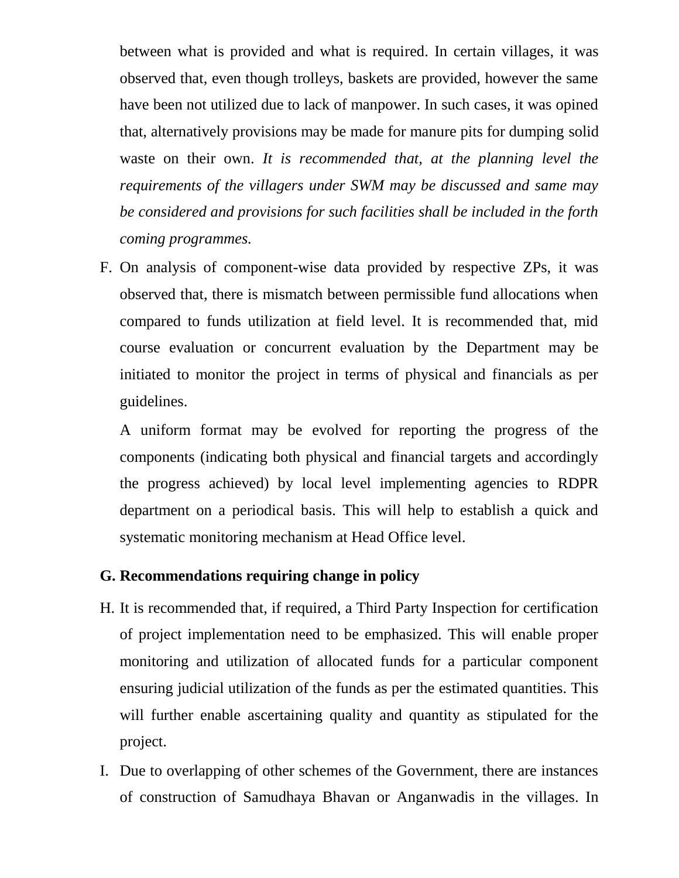between what is provided and what is required. In certain villages, it was observed that, even though trolleys, baskets are provided, however the same have been not utilized due to lack of manpower. In such cases, it was opined that, alternatively provisions may be made for manure pits for dumping solid waste on their own. *It is recommended that, at the planning level the requirements of the villagers under SWM may be discussed and same may be considered and provisions for such facilities shall be included in the forth coming programmes.*

F. On analysis of component-wise data provided by respective ZPs, it was observed that, there is mismatch between permissible fund allocations when compared to funds utilization at field level. It is recommended that, mid course evaluation or concurrent evaluation by the Department may be initiated to monitor the project in terms of physical and financials as per guidelines.

   A uniform format may be evolved for reporting the progress of the components (indicating both physical and financial targets and accordingly the progress achieved) by local level implementing agencies to RDPR department on a periodical basis. This will help to establish a quick and systematic monitoring mechanism at Head Office level.

**G. Recommendations requiring change in policy**

H. It is recommended that, if required, a Third Party Inspection for certification of project implementation need to be emphasized. This will enable proper monitoring and utilization of allocated funds for a particular component ensuring judicial utilization of the funds as per the estimated quantities. This will further enable ascertaining quality and quantity as stipulated for the project.

I. Due to overlapping of other schemes of the Government, there are instances of construction of Samudhaya Bhavan or Anganwadis in the villages. In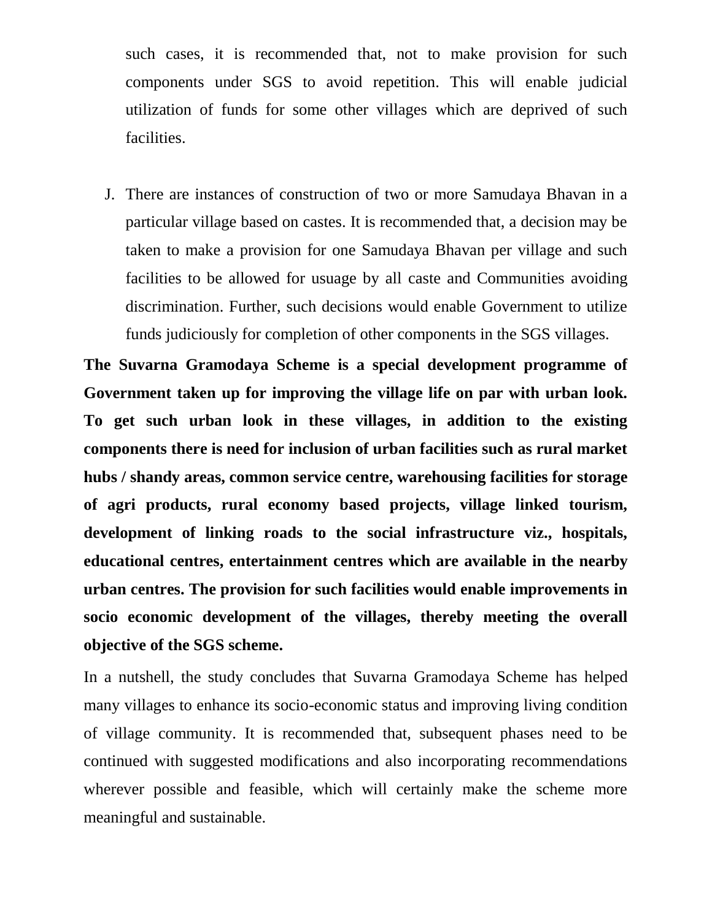such cases, it is recommended that, not to make provision for such components under SGS to avoid repetition. This will enable judicial utilization of funds for some other villages which are deprived of such facilities.

J. There are instances of construction of two or more Samudaya Bhavan in a particular village based on castes. It is recommended that, a decision may be taken to make a provision for one Samudaya Bhavan per village and such facilities to be allowed for usuage by all caste and Communities avoiding discrimination. Further, such decisions would enable Government to utilize funds judiciously for completion of other components in the SGS villages.

**The Suvarna Gramodaya Scheme is a special development programme of Government taken up for improving the village life on par with urban look. To get such urban look in these villages, in addition to the existing components there is need for inclusion of urban facilities such as rural market hubs / shandy areas, common service centre, warehousing facilities for storage of agri products, rural economy based projects, village linked tourism, development of linking roads to the social infrastructure viz., hospitals, educational centres, entertainment centres which are available in the nearby urban centres. The provision for such facilities would enable improvements in socio economic development of the villages, thereby meeting the overall objective of the SGS scheme.**

In a nutshell, the study concludes that Suvarna Gramodaya Scheme has helped many villages to enhance its socio-economic status and improving living condition of village community. It is recommended that, subsequent phases need to be continued with suggested modifications and also incorporating recommendations wherever possible and feasible, which will certainly make the scheme more meaningful and sustainable.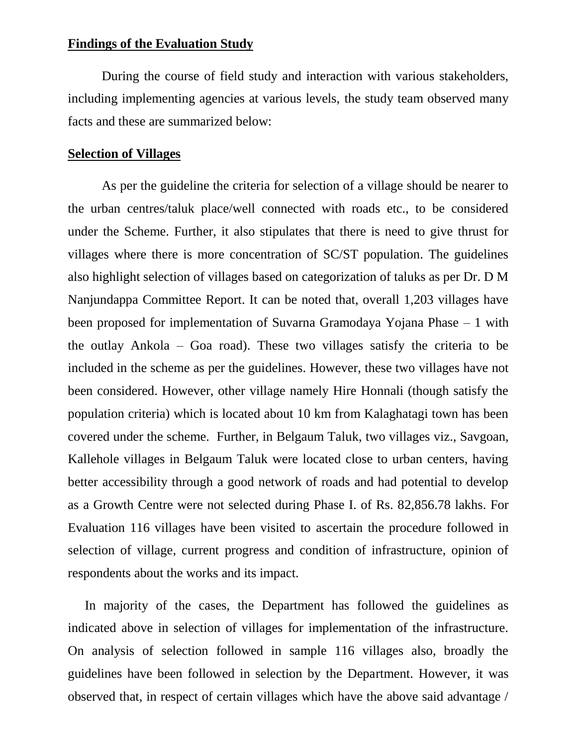**Findings of the Evaluation Study**

During the course of field study and interaction with various stakeholders, including implementing agencies at various levels, the study team observed many facts and these are summarized below:

**Selection of Villages**

As per the guideline the criteria for selection of a village should be nearer to the urban centres/taluk place/well connected with roads etc., to be considered under the Scheme. Further, it also stipulates that there is need to give thrust for villages where there is more concentration of SC/ST population. The guidelines also highlight selection of villages based on categorization of taluks as per Dr. D M Nanjundappa Committee Report. It can be noted that, overall 1,203 villages have been proposed for implementation of Suvarna Gramodaya Yojana Phase – 1 with the outlay Ankola – Goa road). These two villages satisfy the criteria to be included in the scheme as per the guidelines. However, these two villages have not been considered. However, other village namely Hire Honnali (though satisfy the population criteria) which is located about 10 km from Kalaghatagi town has been covered under the scheme. Further, in Belgaum Taluk, two villages viz., Savgoan, Kallehole villages in Belgaum Taluk were located close to urban centers, having better accessibility through a good network of roads and had potential to develop as a Growth Centre were not selected during Phase I. of Rs. 82,856.78 lakhs. For Evaluation 116 villages have been visited to ascertain the procedure followed in selection of village, current progress and condition of infrastructure, opinion of respondents about the works and its impact.

In majority of the cases, the Department has followed the guidelines as indicated above in selection of villages for implementation of the infrastructure. On analysis of selection followed in sample 116 villages also, broadly the guidelines have been followed in selection by the Department. However, it was observed that, in respect of certain villages which have the above said advantage /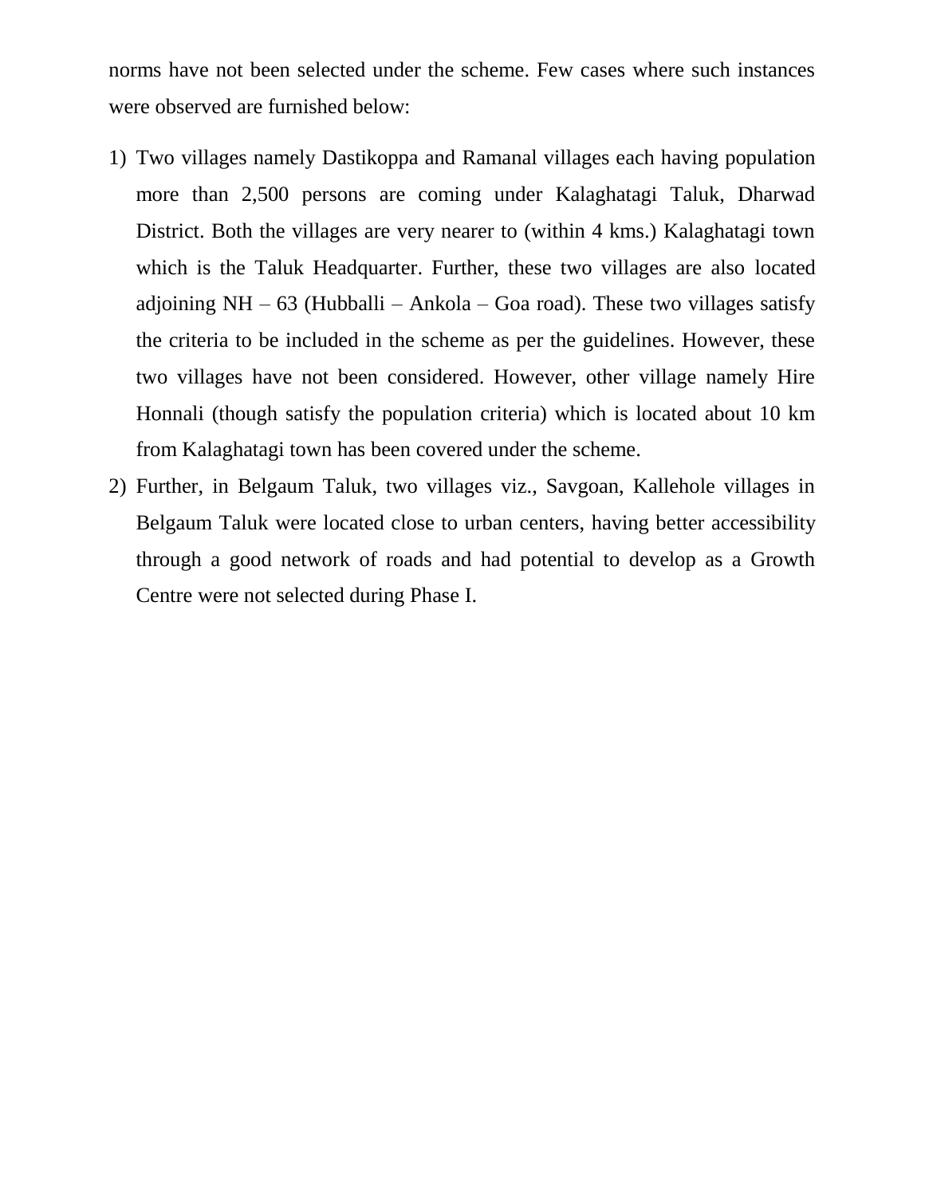norms have not been selected under the scheme. Few cases where such instances were observed are furnished below:

1) Two villages namely Dastikoppa and Ramanal villages each having population more than 2,500 persons are coming under Kalaghatagi Taluk, Dharwad District. Both the villages are very nearer to (within 4 kms.) Kalaghatagi town which is the Taluk Headquarter. Further, these two villages are also located adjoining NH – 63 (Hubballi – Ankola – Goa road). These two villages satisfy the criteria to be included in the scheme as per the guidelines. However, these two villages have not been considered. However, other village namely Hire Honnali (though satisfy the population criteria) which is located about 10 km from Kalaghatagi town has been covered under the scheme.
2) Further, in Belgaum Taluk, two villages viz., Savgoan, Kallehole villages in Belgaum Taluk were located close to urban centers, having better accessibility through a good network of roads and had potential to develop as a Growth Centre were not selected during Phase I.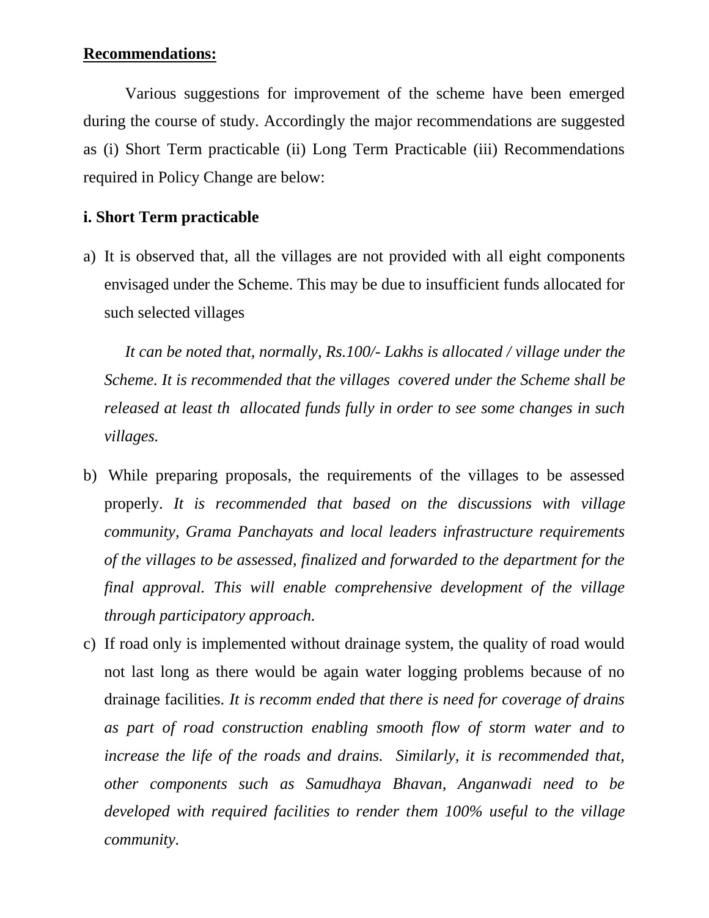**<u>Recommendations:</u>**

Various suggestions for improvement of the scheme have been emerged during the course of study. Accordingly the major recommendations are suggested as (i) Short Term practicable (ii) Long Term Practicable (iii) Recommendations required in Policy Change are below:

**i. Short Term practicable**

a) It is observed that, all the villages are not provided with all eight components envisaged under the Scheme. This may be due to insufficient funds allocated for such selected villages

   *It can be noted that, normally, Rs.100/- Lakhs is allocated / village under the Scheme. It is recommended that the villages covered under the Scheme shall be released at least th allocated funds fully in order to see some changes in such villages.*

b) While preparing proposals, the requirements of the villages to be assessed properly. *It is recommended that based on the discussions with village community, Grama Panchayats and local leaders infrastructure requirements of the villages to be assessed, finalized and forwarded to the department for the final approval. This will enable comprehensive development of the village through participatory approach.*

c) If road only is implemented without drainage system, the quality of road would not last long as there would be again water logging problems because of no drainage facilities. *It is recomm ended that there is need for coverage of drains as part of road construction enabling smooth flow of storm water and to increase the life of the roads and drains. Similarly, it is recommended that, other components such as Samudhaya Bhavan, Anganwadi need to be developed with required facilities to render them 100% useful to the village community.*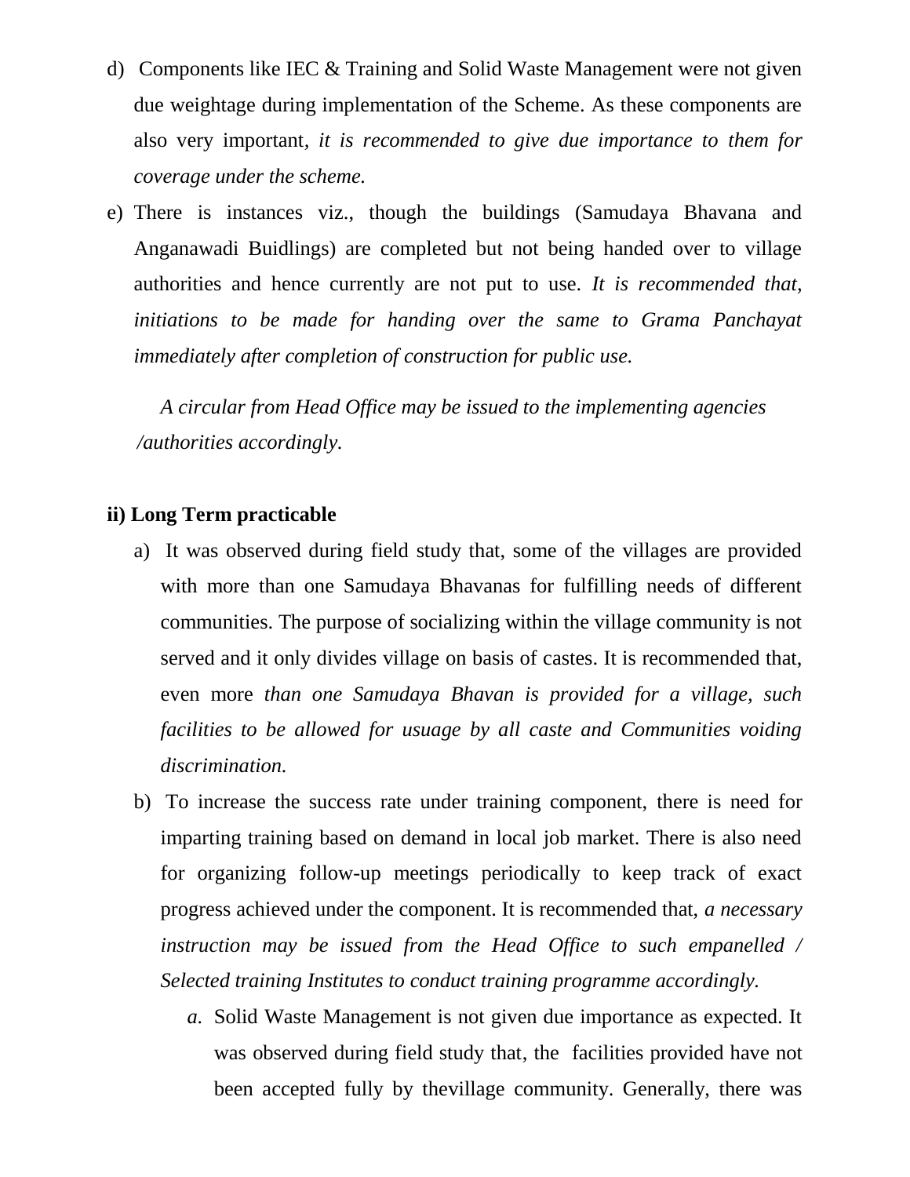d) Components like IEC & Training and Solid Waste Management were not given due weightage during implementation of the Scheme. As these components are also very important, *it is recommended to give due importance to them for coverage under the scheme.*

e) There is instances viz., though the buildings (Samudaya Bhavana and Anganawadi Buidlings) are completed but not being handed over to village authorities and hence currently are not put to use. *It is recommended that, initiations to be made for handing over the same to Grama Panchayat immediately after completion of construction for public use.*

*A circular from Head Office may be issued to the implementing agencies /authorities accordingly.*

**ii) Long Term practicable**

a) It was observed during field study that, some of the villages are provided with more than one Samudaya Bhavanas for fulfilling needs of different communities. The purpose of socializing within the village community is not served and it only divides village on basis of castes. It is recommended that, even more *than one Samudaya Bhavan is provided for a village, such facilities to be allowed for usuage by all caste and Communities voiding discrimination.*

b) To increase the success rate under training component, there is need for imparting training based on demand in local job market. There is also need for organizing follow-up meetings periodically to keep track of exact progress achieved under the component. It is recommended that, *a necessary instruction may be issued from the Head Office to such empanelled / Selected training Institutes to conduct training programme accordingly.*

   *a.* Solid Waste Management is not given due importance as expected. It was observed during field study that, the facilities provided have not been accepted fully by thevillage community. Generally, there was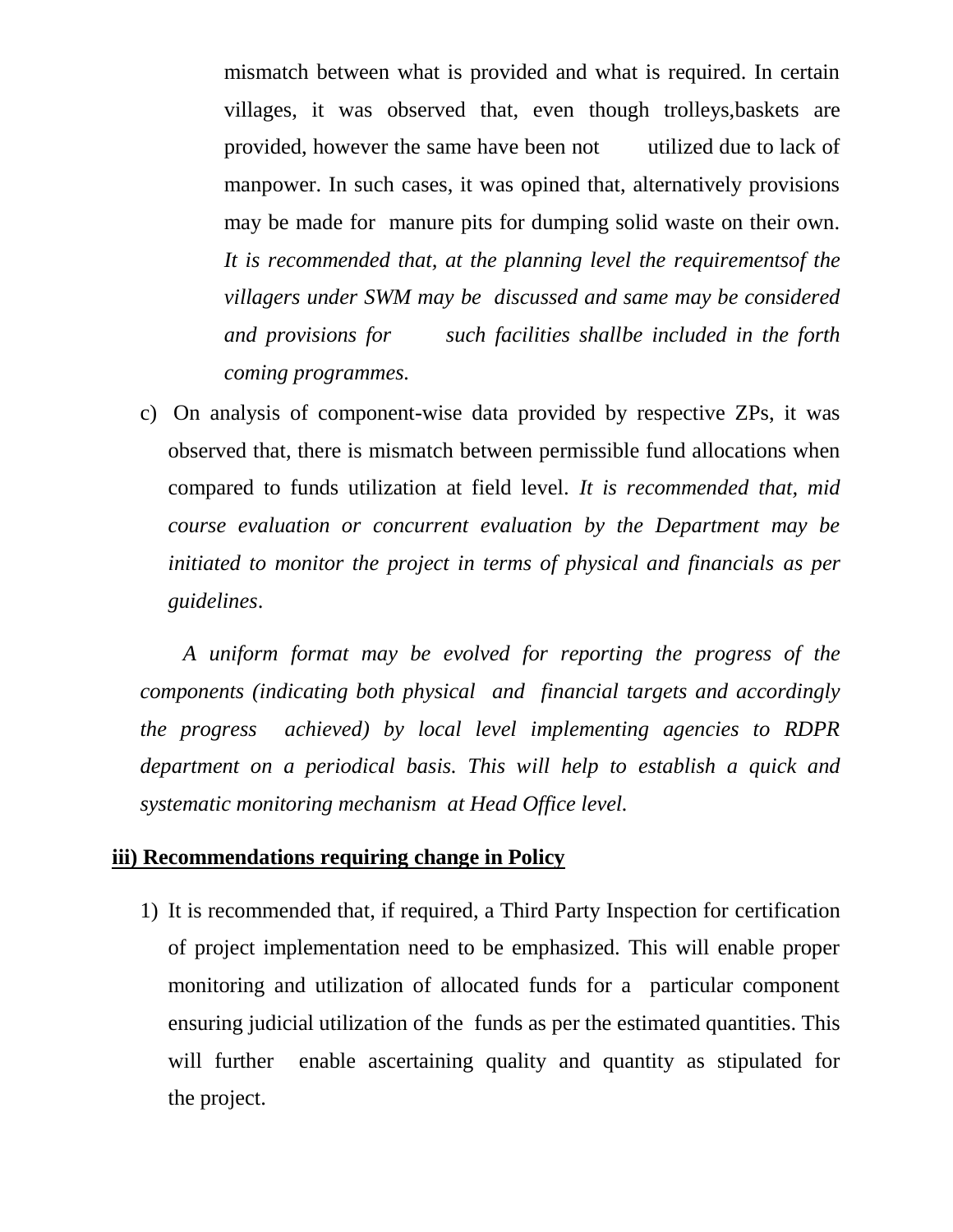mismatch between what is provided and what is required. In certain villages, it was observed that, even though trolleys,baskets are provided, however the same have been not utilized due to lack of manpower. In such cases, it was opined that, alternatively provisions may be made for manure pits for dumping solid waste on their own. *It is recommended that, at the planning level the requirementsof the villagers under SWM may be discussed and same may be considered and provisions for such facilities shallbe included in the forth coming programmes.*

c) On analysis of component-wise data provided by respective ZPs, it was observed that, there is mismatch between permissible fund allocations when compared to funds utilization at field level. *It is recommended that, mid course evaluation or concurrent evaluation by the Department may be initiated to monitor the project in terms of physical and financials as per guidelines*.

*A uniform format may be evolved for reporting the progress of the components (indicating both physical and financial targets and accordingly the progress achieved) by local level implementing agencies to RDPR department on a periodical basis. This will help to establish a quick and systematic monitoring mechanism at Head Office level.*

**iii) Recommendations requiring change in Policy**

1) It is recommended that, if required, a Third Party Inspection for certification of project implementation need to be emphasized. This will enable proper monitoring and utilization of allocated funds for a particular component ensuring judicial utilization of the funds as per the estimated quantities. This will further enable ascertaining quality and quantity as stipulated for the project.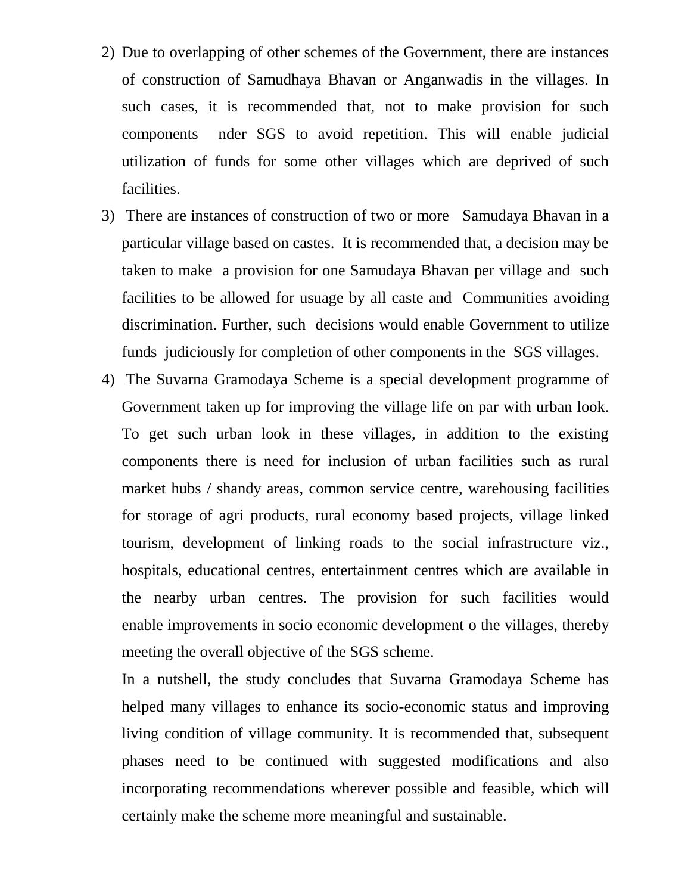2) Due to overlapping of other schemes of the Government, there are instances of construction of Samudhaya Bhavan or Anganwadis in the villages. In such cases, it is recommended that, not to make provision for such components nder SGS to avoid repetition. This will enable judicial utilization of funds for some other villages which are deprived of such facilities.

3) There are instances of construction of two or more Samudaya Bhavan in a particular village based on castes. It is recommended that, a decision may be taken to make a provision for one Samudaya Bhavan per village and such facilities to be allowed for usuage by all caste and Communities avoiding discrimination. Further, such decisions would enable Government to utilize funds judiciously for completion of other components in the SGS villages.

4) The Suvarna Gramodaya Scheme is a special development programme of Government taken up for improving the village life on par with urban look. To get such urban look in these villages, in addition to the existing components there is need for inclusion of urban facilities such as rural market hubs / shandy areas, common service centre, warehousing facilities for storage of agri products, rural economy based projects, village linked tourism, development of linking roads to the social infrastructure viz., hospitals, educational centres, entertainment centres which are available in the nearby urban centres. The provision for such facilities would enable improvements in socio economic development o the villages, thereby meeting the overall objective of the SGS scheme.

   In a nutshell, the study concludes that Suvarna Gramodaya Scheme has helped many villages to enhance its socio-economic status and improving living condition of village community. It is recommended that, subsequent phases need to be continued with suggested modifications and also incorporating recommendations wherever possible and feasible, which will certainly make the scheme more meaningful and sustainable.